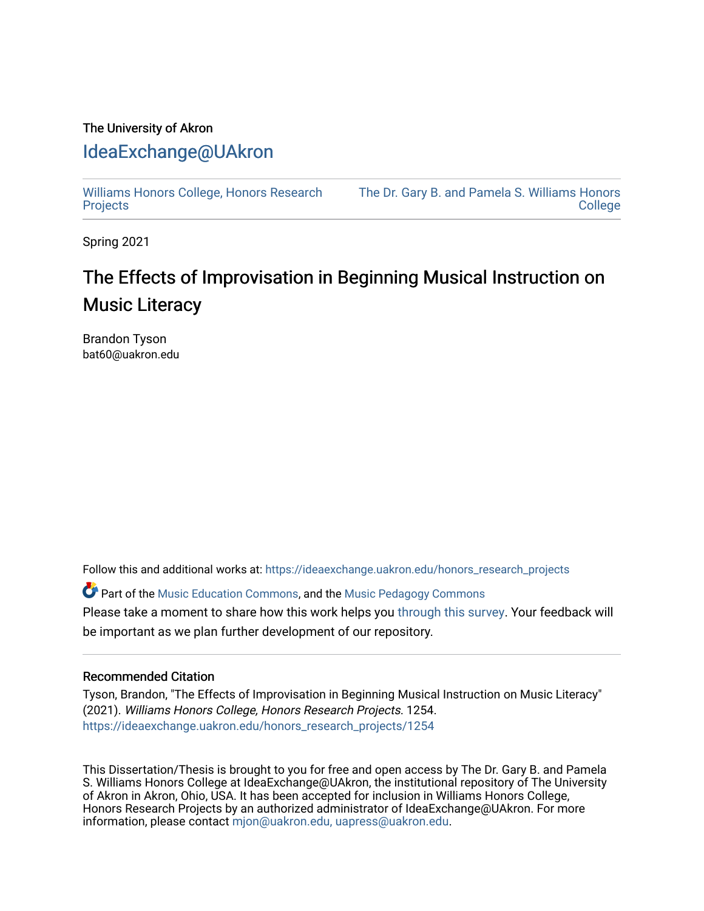The University of Akron

# IdeaExchange@UAkron

Williams Honors College, Honors Research Projects

The Dr. Gary B. and Pamela S. Williams Honors College

Spring 2021

## The Effects of Improvisation in Beginning Musical Instruction on Music Literacy

Brandon Tyson
bat60@uakron.edu

Follow this and additional works at: https://ideaexchange.uakron.edu/honors_research_projects

Part of the Music Education Commons, and the Music Pedagogy Commons

Please take a moment to share how this work helps you through this survey. Your feedback will be important as we plan further development of our repository.

### Recommended Citation

Tyson, Brandon, "The Effects of Improvisation in Beginning Musical Instruction on Music Literacy" (2021). *Williams Honors College, Honors Research Projects*. 1254.
https://ideaexchange.uakron.edu/honors_research_projects/1254

This Dissertation/Thesis is brought to you for free and open access by The Dr. Gary B. and Pamela S. Williams Honors College at IdeaExchange@UAkron, the institutional repository of The University of Akron in Akron, Ohio, USA. It has been accepted for inclusion in Williams Honors College, Honors Research Projects by an authorized administrator of IdeaExchange@UAkron. For more information, please contact mjon@uakron.edu, uapress@uakron.edu.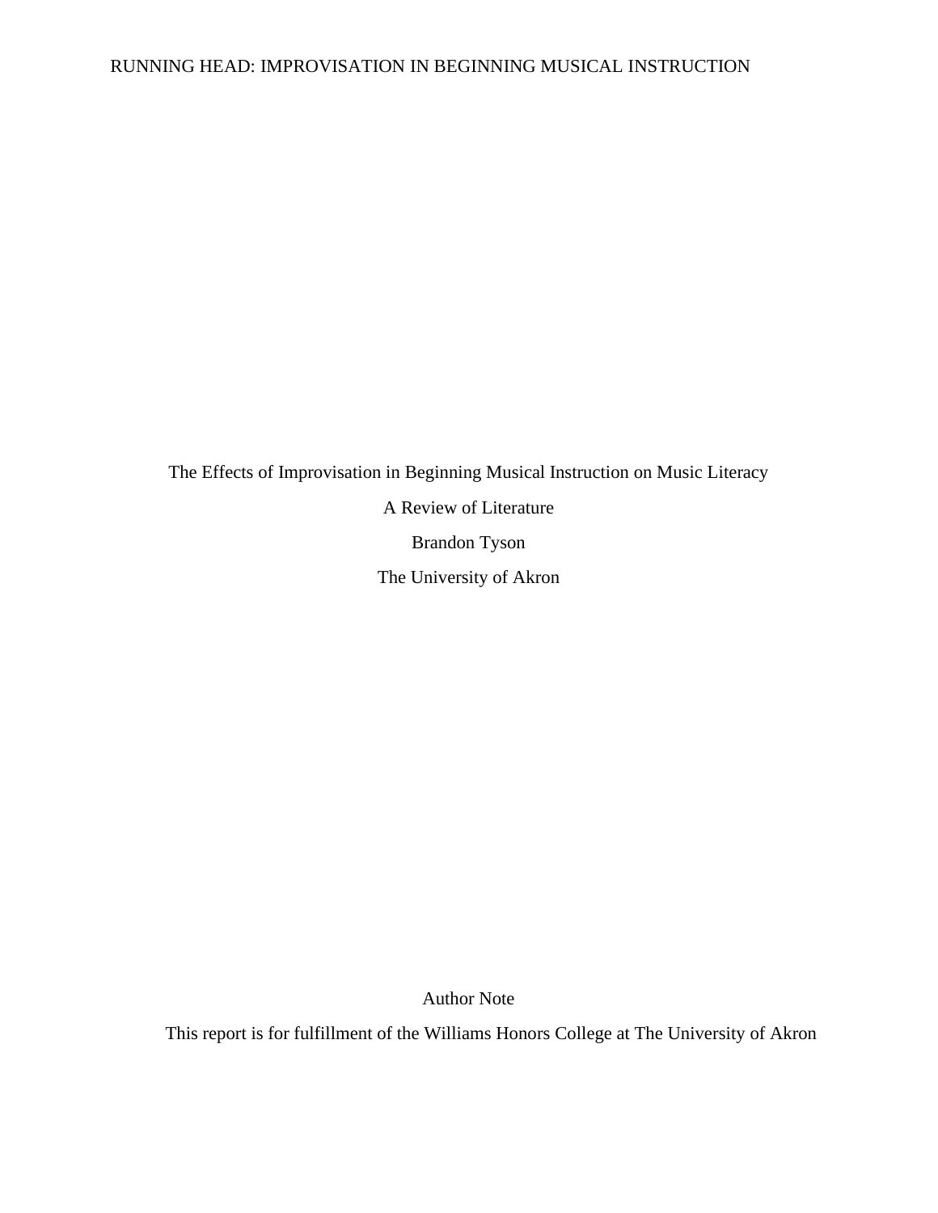# The Effects of Improvisation in Beginning Musical Instruction on Music Literacy

A Review of Literature

Brandon Tyson

The University of Akron

Author Note

This report is for fulfillment of the Williams Honors College at The University of Akron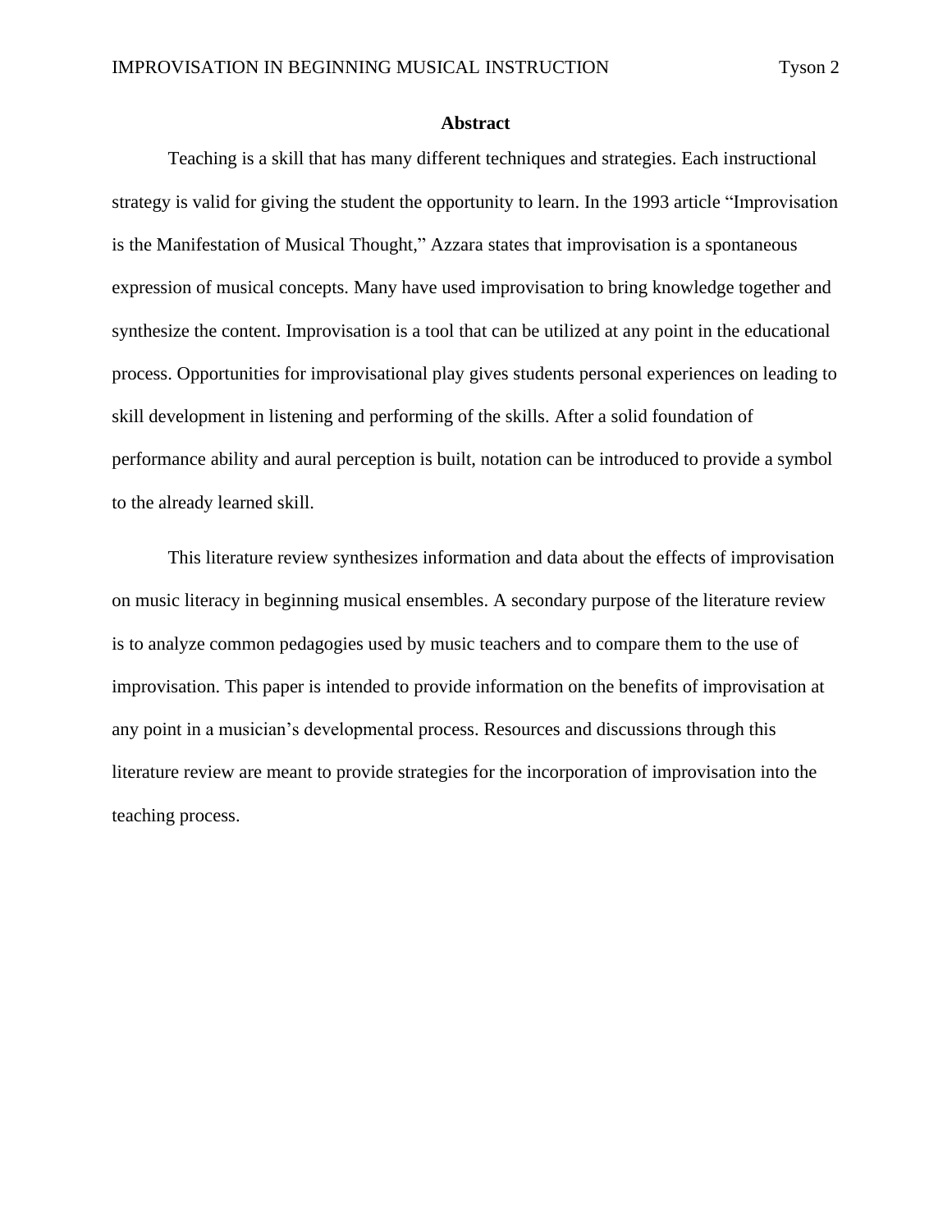## Abstract

Teaching is a skill that has many different techniques and strategies. Each instructional strategy is valid for giving the student the opportunity to learn. In the 1993 article "Improvisation is the Manifestation of Musical Thought," Azzara states that improvisation is a spontaneous expression of musical concepts. Many have used improvisation to bring knowledge together and synthesize the content. Improvisation is a tool that can be utilized at any point in the educational process. Opportunities for improvisational play gives students personal experiences on leading to skill development in listening and performing of the skills. After a solid foundation of performance ability and aural perception is built, notation can be introduced to provide a symbol to the already learned skill.

This literature review synthesizes information and data about the effects of improvisation on music literacy in beginning musical ensembles. A secondary purpose of the literature review is to analyze common pedagogies used by music teachers and to compare them to the use of improvisation. This paper is intended to provide information on the benefits of improvisation at any point in a musician's developmental process. Resources and discussions through this literature review are meant to provide strategies for the incorporation of improvisation into the teaching process.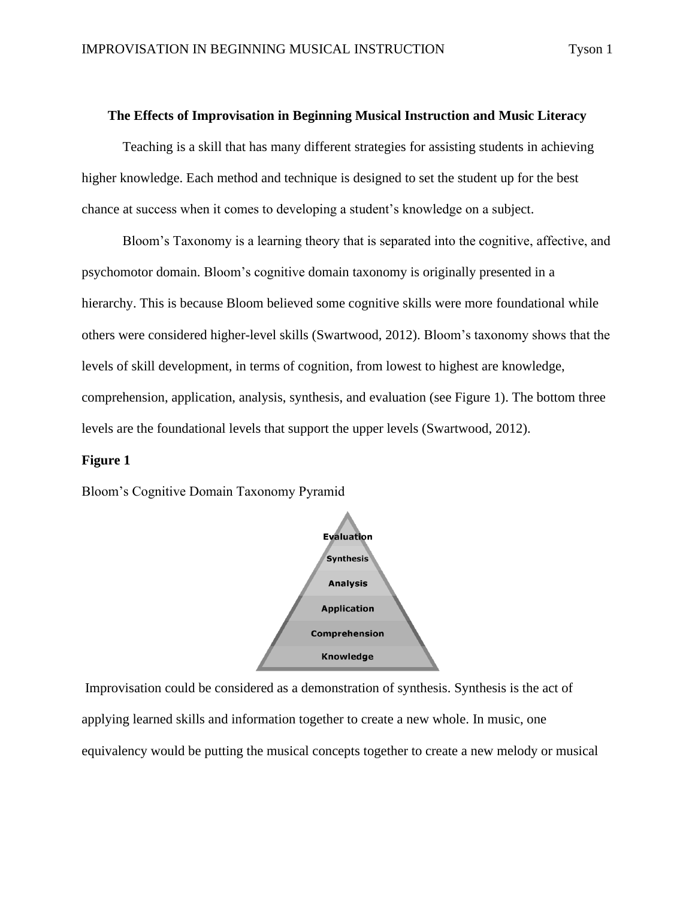**The Effects of Improvisation in Beginning Musical Instruction and Music Literacy**

Teaching is a skill that has many different strategies for assisting students in achieving higher knowledge. Each method and technique is designed to set the student up for the best chance at success when it comes to developing a student's knowledge on a subject.

Bloom's Taxonomy is a learning theory that is separated into the cognitive, affective, and psychomotor domain. Bloom's cognitive domain taxonomy is originally presented in a hierarchy. This is because Bloom believed some cognitive skills were more foundational while others were considered higher-level skills (Swartwood, 2012). Bloom's taxonomy shows that the levels of skill development, in terms of cognition, from lowest to highest are knowledge, comprehension, application, analysis, synthesis, and evaluation (see Figure 1). The bottom three levels are the foundational levels that support the upper levels (Swartwood, 2012).

**Figure 1**

Bloom's Cognitive Domain Taxonomy Pyramid

Evaluation
Synthesis
Analysis
Application
Comprehension
Knowledge

Improvisation could be considered as a demonstration of synthesis. Synthesis is the act of applying learned skills and information together to create a new whole. In music, one equivalency would be putting the musical concepts together to create a new melody or musical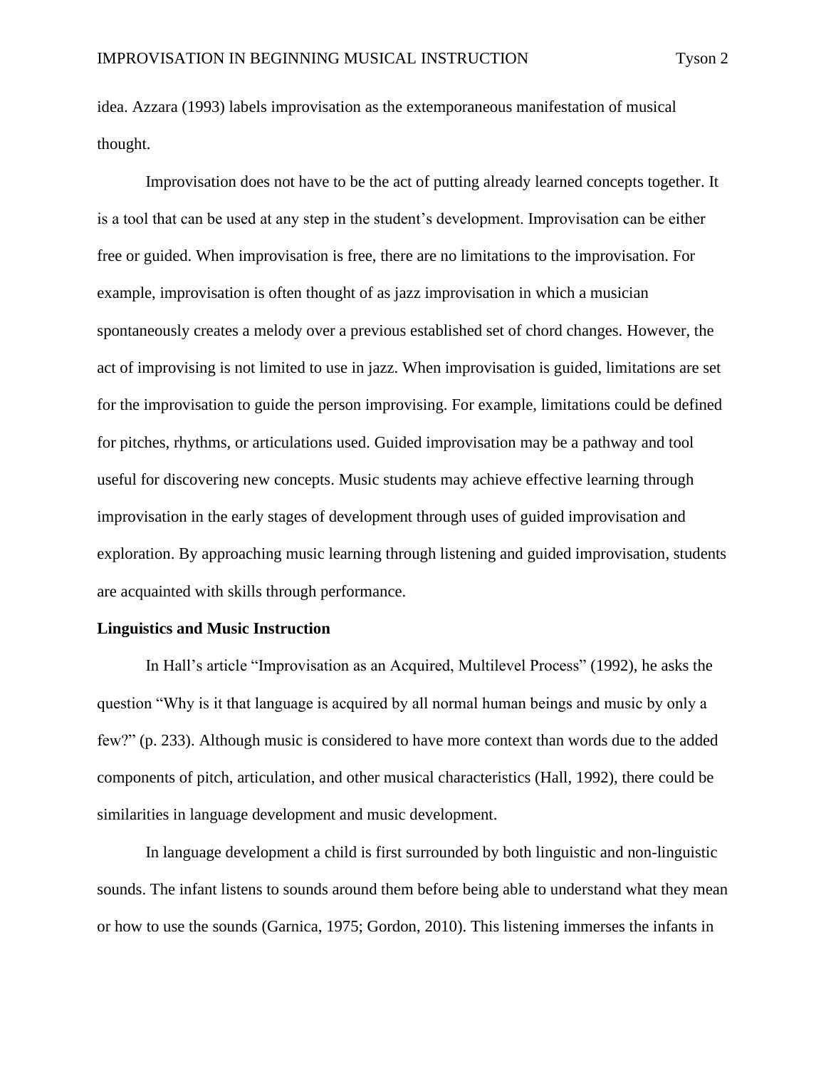idea. Azzara (1993) labels improvisation as the extemporaneous manifestation of musical thought.

Improvisation does not have to be the act of putting already learned concepts together. It is a tool that can be used at any step in the student's development. Improvisation can be either free or guided. When improvisation is free, there are no limitations to the improvisation. For example, improvisation is often thought of as jazz improvisation in which a musician spontaneously creates a melody over a previous established set of chord changes. However, the act of improvising is not limited to use in jazz. When improvisation is guided, limitations are set for the improvisation to guide the person improvising. For example, limitations could be defined for pitches, rhythms, or articulations used. Guided improvisation may be a pathway and tool useful for discovering new concepts. Music students may achieve effective learning through improvisation in the early stages of development through uses of guided improvisation and exploration. By approaching music learning through listening and guided improvisation, students are acquainted with skills through performance.

**Linguistics and Music Instruction**

In Hall's article "Improvisation as an Acquired, Multilevel Process" (1992), he asks the question "Why is it that language is acquired by all normal human beings and music by only a few?" (p. 233). Although music is considered to have more context than words due to the added components of pitch, articulation, and other musical characteristics (Hall, 1992), there could be similarities in language development and music development.

In language development a child is first surrounded by both linguistic and non-linguistic sounds. The infant listens to sounds around them before being able to understand what they mean or how to use the sounds (Garnica, 1975; Gordon, 2010). This listening immerses the infants in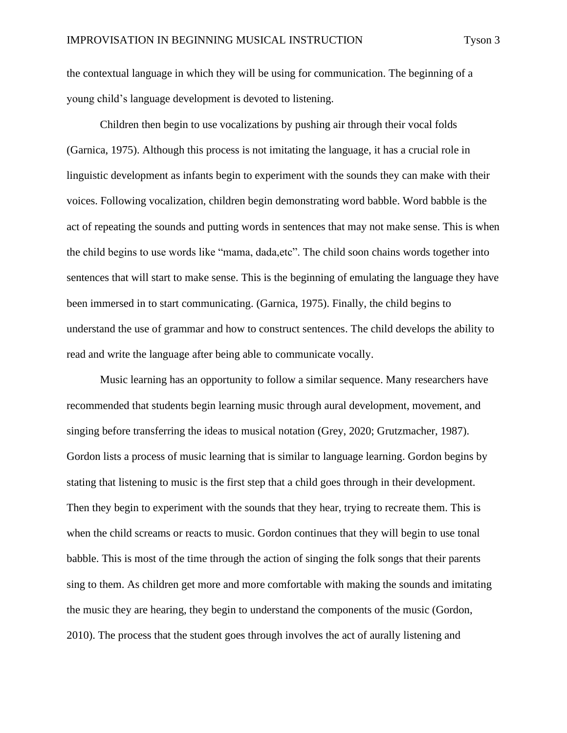the contextual language in which they will be using for communication. The beginning of a young child's language development is devoted to listening.

Children then begin to use vocalizations by pushing air through their vocal folds (Garnica, 1975). Although this process is not imitating the language, it has a crucial role in linguistic development as infants begin to experiment with the sounds they can make with their voices. Following vocalization, children begin demonstrating word babble. Word babble is the act of repeating the sounds and putting words in sentences that may not make sense. This is when the child begins to use words like "mama, dada,etc". The child soon chains words together into sentences that will start to make sense. This is the beginning of emulating the language they have been immersed in to start communicating. (Garnica, 1975). Finally, the child begins to understand the use of grammar and how to construct sentences. The child develops the ability to read and write the language after being able to communicate vocally.

Music learning has an opportunity to follow a similar sequence. Many researchers have recommended that students begin learning music through aural development, movement, and singing before transferring the ideas to musical notation (Grey, 2020; Grutzmacher, 1987). Gordon lists a process of music learning that is similar to language learning. Gordon begins by stating that listening to music is the first step that a child goes through in their development. Then they begin to experiment with the sounds that they hear, trying to recreate them. This is when the child screams or reacts to music. Gordon continues that they will begin to use tonal babble. This is most of the time through the action of singing the folk songs that their parents sing to them. As children get more and more comfortable with making the sounds and imitating the music they are hearing, they begin to understand the components of the music (Gordon, 2010). The process that the student goes through involves the act of aurally listening and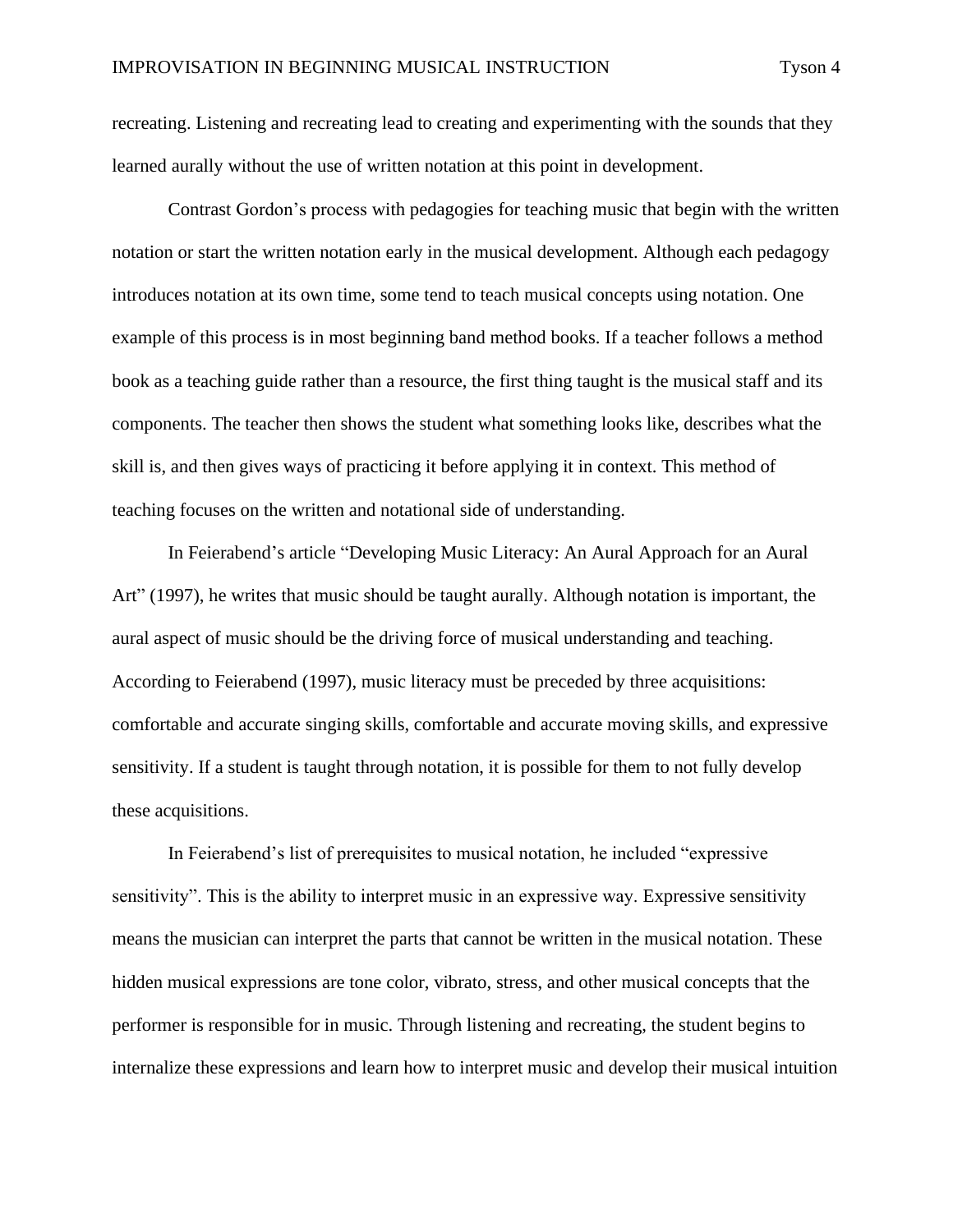recreating. Listening and recreating lead to creating and experimenting with the sounds that they learned aurally without the use of written notation at this point in development.

Contrast Gordon's process with pedagogies for teaching music that begin with the written notation or start the written notation early in the musical development. Although each pedagogy introduces notation at its own time, some tend to teach musical concepts using notation. One example of this process is in most beginning band method books. If a teacher follows a method book as a teaching guide rather than a resource, the first thing taught is the musical staff and its components. The teacher then shows the student what something looks like, describes what the skill is, and then gives ways of practicing it before applying it in context. This method of teaching focuses on the written and notational side of understanding.

In Feierabend's article "Developing Music Literacy: An Aural Approach for an Aural Art" (1997), he writes that music should be taught aurally. Although notation is important, the aural aspect of music should be the driving force of musical understanding and teaching. According to Feierabend (1997), music literacy must be preceded by three acquisitions: comfortable and accurate singing skills, comfortable and accurate moving skills, and expressive sensitivity. If a student is taught through notation, it is possible for them to not fully develop these acquisitions.

In Feierabend's list of prerequisites to musical notation, he included "expressive sensitivity". This is the ability to interpret music in an expressive way. Expressive sensitivity means the musician can interpret the parts that cannot be written in the musical notation. These hidden musical expressions are tone color, vibrato, stress, and other musical concepts that the performer is responsible for in music. Through listening and recreating, the student begins to internalize these expressions and learn how to interpret music and develop their musical intuition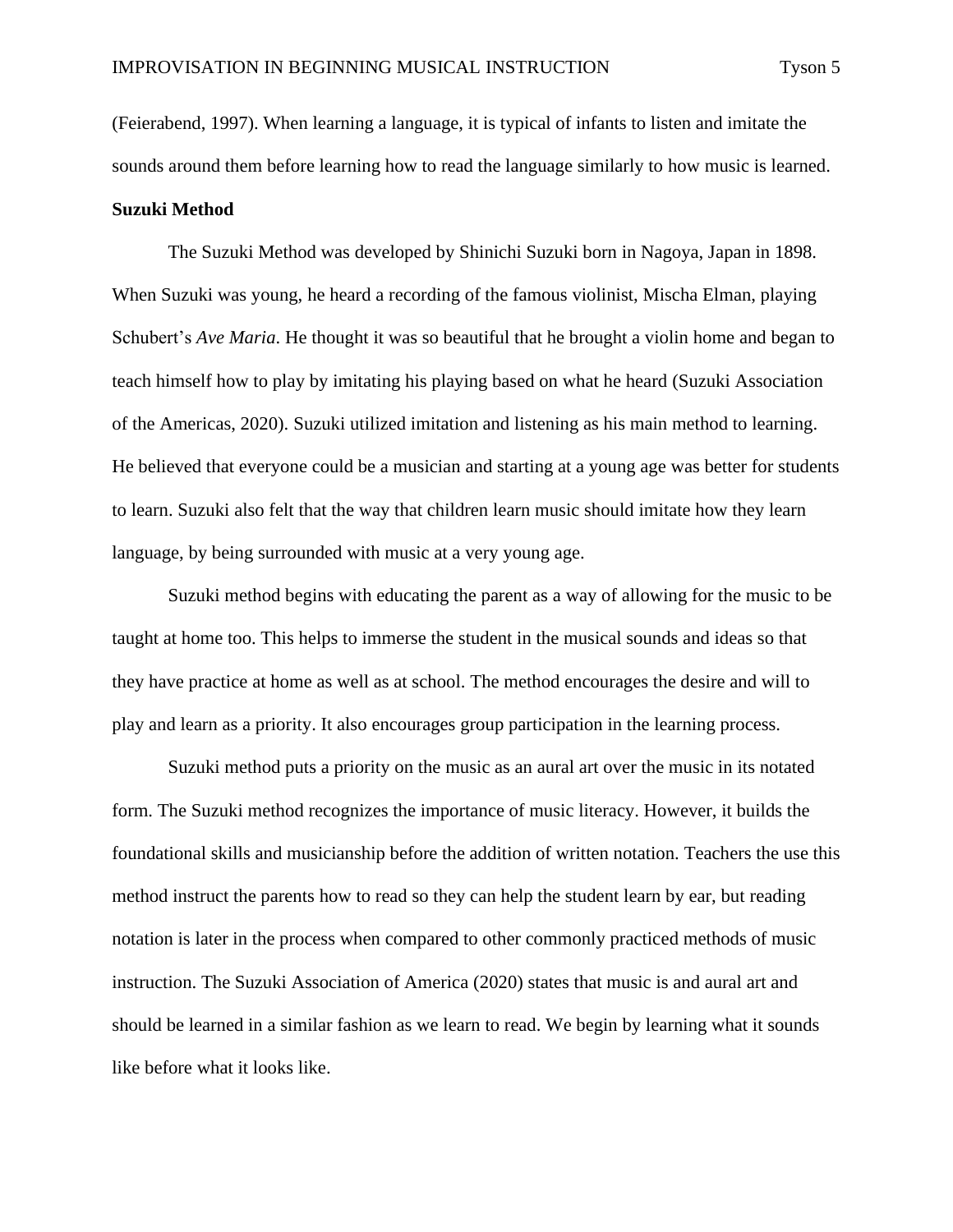(Feierabend, 1997). When learning a language, it is typical of infants to listen and imitate the sounds around them before learning how to read the language similarly to how music is learned.

**Suzuki Method**

The Suzuki Method was developed by Shinichi Suzuki born in Nagoya, Japan in 1898. When Suzuki was young, he heard a recording of the famous violinist, Mischa Elman, playing Schubert's *Ave Maria*. He thought it was so beautiful that he brought a violin home and began to teach himself how to play by imitating his playing based on what he heard (Suzuki Association of the Americas, 2020). Suzuki utilized imitation and listening as his main method to learning. He believed that everyone could be a musician and starting at a young age was better for students to learn. Suzuki also felt that the way that children learn music should imitate how they learn language, by being surrounded with music at a very young age.

Suzuki method begins with educating the parent as a way of allowing for the music to be taught at home too. This helps to immerse the student in the musical sounds and ideas so that they have practice at home as well as at school. The method encourages the desire and will to play and learn as a priority. It also encourages group participation in the learning process.

Suzuki method puts a priority on the music as an aural art over the music in its notated form. The Suzuki method recognizes the importance of music literacy. However, it builds the foundational skills and musicianship before the addition of written notation. Teachers the use this method instruct the parents how to read so they can help the student learn by ear, but reading notation is later in the process when compared to other commonly practiced methods of music instruction. The Suzuki Association of America (2020) states that music is and aural art and should be learned in a similar fashion as we learn to read. We begin by learning what it sounds like before what it looks like.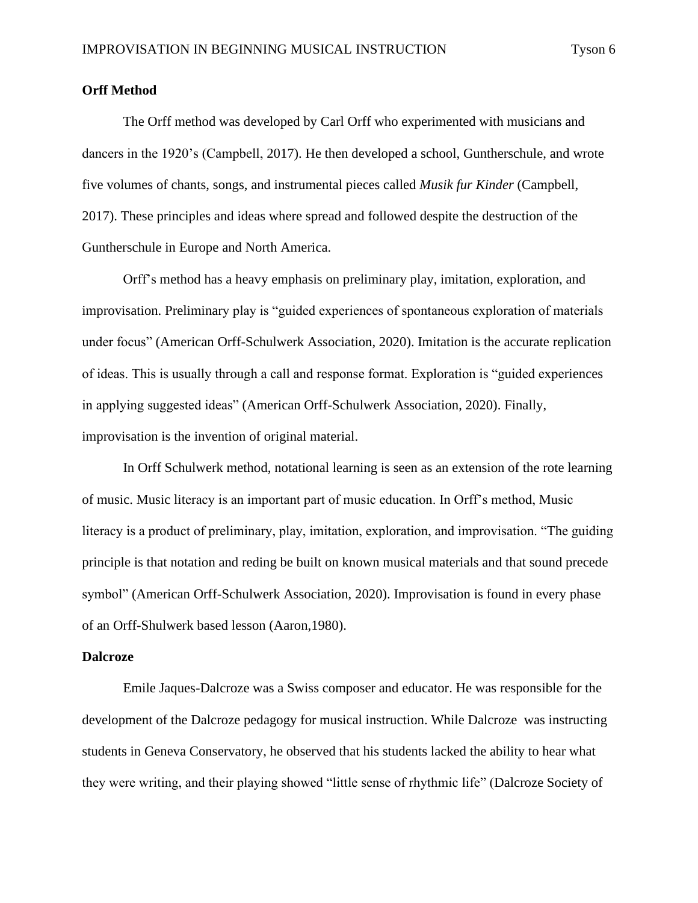**Orff Method**

The Orff method was developed by Carl Orff who experimented with musicians and dancers in the 1920's (Campbell, 2017). He then developed a school, Guntherschule, and wrote five volumes of chants, songs, and instrumental pieces called *Musik fur Kinder* (Campbell, 2017). These principles and ideas where spread and followed despite the destruction of the Guntherschule in Europe and North America.

Orff's method has a heavy emphasis on preliminary play, imitation, exploration, and improvisation. Preliminary play is "guided experiences of spontaneous exploration of materials under focus" (American Orff-Schulwerk Association, 2020). Imitation is the accurate replication of ideas. This is usually through a call and response format. Exploration is "guided experiences in applying suggested ideas" (American Orff-Schulwerk Association, 2020). Finally, improvisation is the invention of original material.

In Orff Schulwerk method, notational learning is seen as an extension of the rote learning of music. Music literacy is an important part of music education. In Orff's method, Music literacy is a product of preliminary, play, imitation, exploration, and improvisation. "The guiding principle is that notation and reding be built on known musical materials and that sound precede symbol" (American Orff-Schulwerk Association, 2020). Improvisation is found in every phase of an Orff-Shulwerk based lesson (Aaron,1980).

**Dalcroze**

Emile Jaques-Dalcroze was a Swiss composer and educator. He was responsible for the development of the Dalcroze pedagogy for musical instruction. While Dalcroze was instructing students in Geneva Conservatory, he observed that his students lacked the ability to hear what they were writing, and their playing showed "little sense of rhythmic life" (Dalcroze Society of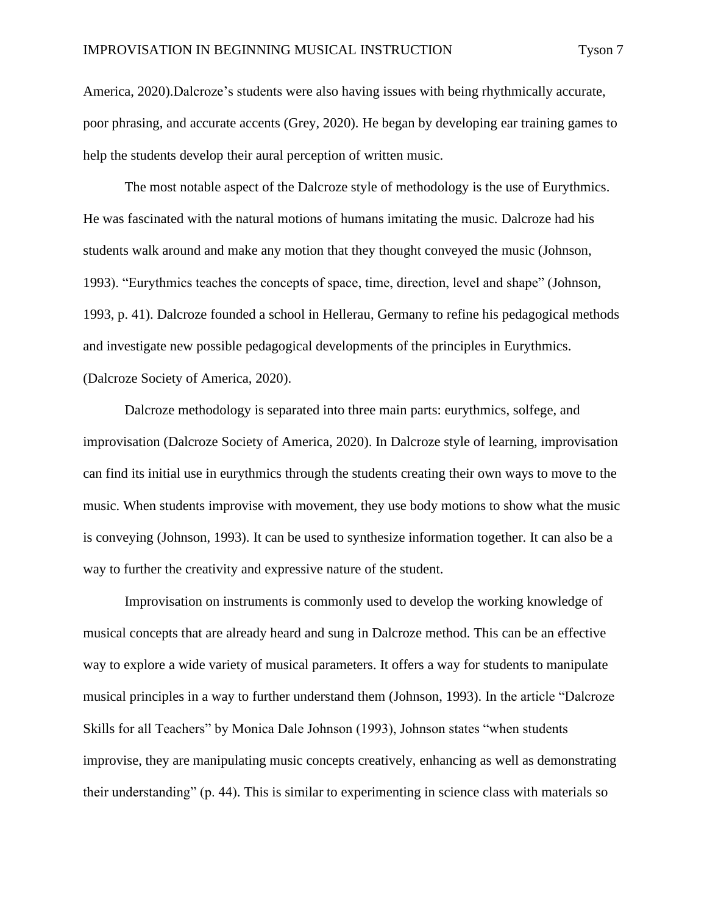America, 2020).Dalcroze's students were also having issues with being rhythmically accurate, poor phrasing, and accurate accents (Grey, 2020). He began by developing ear training games to help the students develop their aural perception of written music.

The most notable aspect of the Dalcroze style of methodology is the use of Eurythmics. He was fascinated with the natural motions of humans imitating the music. Dalcroze had his students walk around and make any motion that they thought conveyed the music (Johnson, 1993). "Eurythmics teaches the concepts of space, time, direction, level and shape" (Johnson, 1993, p. 41). Dalcroze founded a school in Hellerau, Germany to refine his pedagogical methods and investigate new possible pedagogical developments of the principles in Eurythmics. (Dalcroze Society of America, 2020).

Dalcroze methodology is separated into three main parts: eurythmics, solfege, and improvisation (Dalcroze Society of America, 2020). In Dalcroze style of learning, improvisation can find its initial use in eurythmics through the students creating their own ways to move to the music. When students improvise with movement, they use body motions to show what the music is conveying (Johnson, 1993). It can be used to synthesize information together. It can also be a way to further the creativity and expressive nature of the student.

Improvisation on instruments is commonly used to develop the working knowledge of musical concepts that are already heard and sung in Dalcroze method. This can be an effective way to explore a wide variety of musical parameters. It offers a way for students to manipulate musical principles in a way to further understand them (Johnson, 1993). In the article "Dalcroze Skills for all Teachers" by Monica Dale Johnson (1993), Johnson states "when students improvise, they are manipulating music concepts creatively, enhancing as well as demonstrating their understanding" (p. 44). This is similar to experimenting in science class with materials so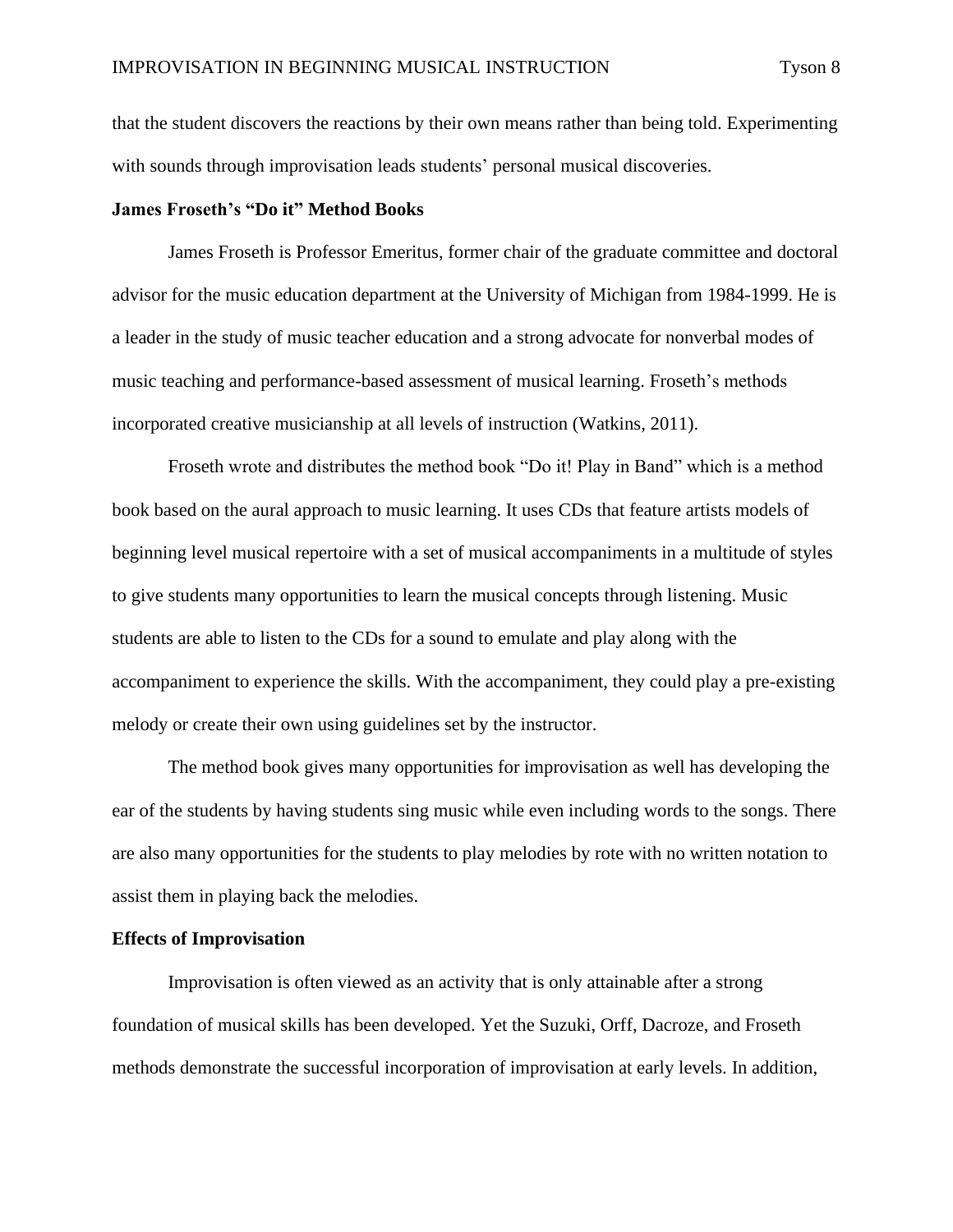that the student discovers the reactions by their own means rather than being told. Experimenting with sounds through improvisation leads students' personal musical discoveries.

**James Froseth's "Do it" Method Books**

James Froseth is Professor Emeritus, former chair of the graduate committee and doctoral advisor for the music education department at the University of Michigan from 1984-1999. He is a leader in the study of music teacher education and a strong advocate for nonverbal modes of music teaching and performance-based assessment of musical learning. Froseth's methods incorporated creative musicianship at all levels of instruction (Watkins, 2011).

Froseth wrote and distributes the method book "Do it! Play in Band" which is a method book based on the aural approach to music learning. It uses CDs that feature artists models of beginning level musical repertoire with a set of musical accompaniments in a multitude of styles to give students many opportunities to learn the musical concepts through listening. Music students are able to listen to the CDs for a sound to emulate and play along with the accompaniment to experience the skills. With the accompaniment, they could play a pre-existing melody or create their own using guidelines set by the instructor.

The method book gives many opportunities for improvisation as well has developing the ear of the students by having students sing music while even including words to the songs. There are also many opportunities for the students to play melodies by rote with no written notation to assist them in playing back the melodies.

**Effects of Improvisation**

Improvisation is often viewed as an activity that is only attainable after a strong foundation of musical skills has been developed. Yet the Suzuki, Orff, Dacroze, and Froseth methods demonstrate the successful incorporation of improvisation at early levels. In addition,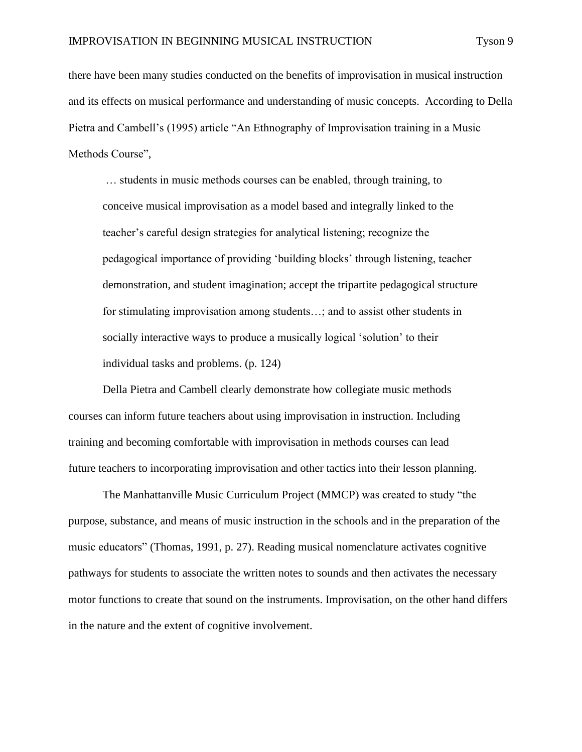there have been many studies conducted on the benefits of improvisation in musical instruction and its effects on musical performance and understanding of music concepts. According to Della Pietra and Cambell's (1995) article "An Ethnography of Improvisation training in a Music Methods Course",

> … students in music methods courses can be enabled, through training, to conceive musical improvisation as a model based and integrally linked to the teacher's careful design strategies for analytical listening; recognize the pedagogical importance of providing 'building blocks' through listening, teacher demonstration, and student imagination; accept the tripartite pedagogical structure for stimulating improvisation among students…; and to assist other students in socially interactive ways to produce a musically logical 'solution' to their individual tasks and problems. (p. 124)

Della Pietra and Cambell clearly demonstrate how collegiate music methods courses can inform future teachers about using improvisation in instruction. Including training and becoming comfortable with improvisation in methods courses can lead future teachers to incorporating improvisation and other tactics into their lesson planning.

The Manhattanville Music Curriculum Project (MMCP) was created to study "the purpose, substance, and means of music instruction in the schools and in the preparation of the music educators" (Thomas, 1991, p. 27). Reading musical nomenclature activates cognitive pathways for students to associate the written notes to sounds and then activates the necessary motor functions to create that sound on the instruments. Improvisation, on the other hand differs in the nature and the extent of cognitive involvement.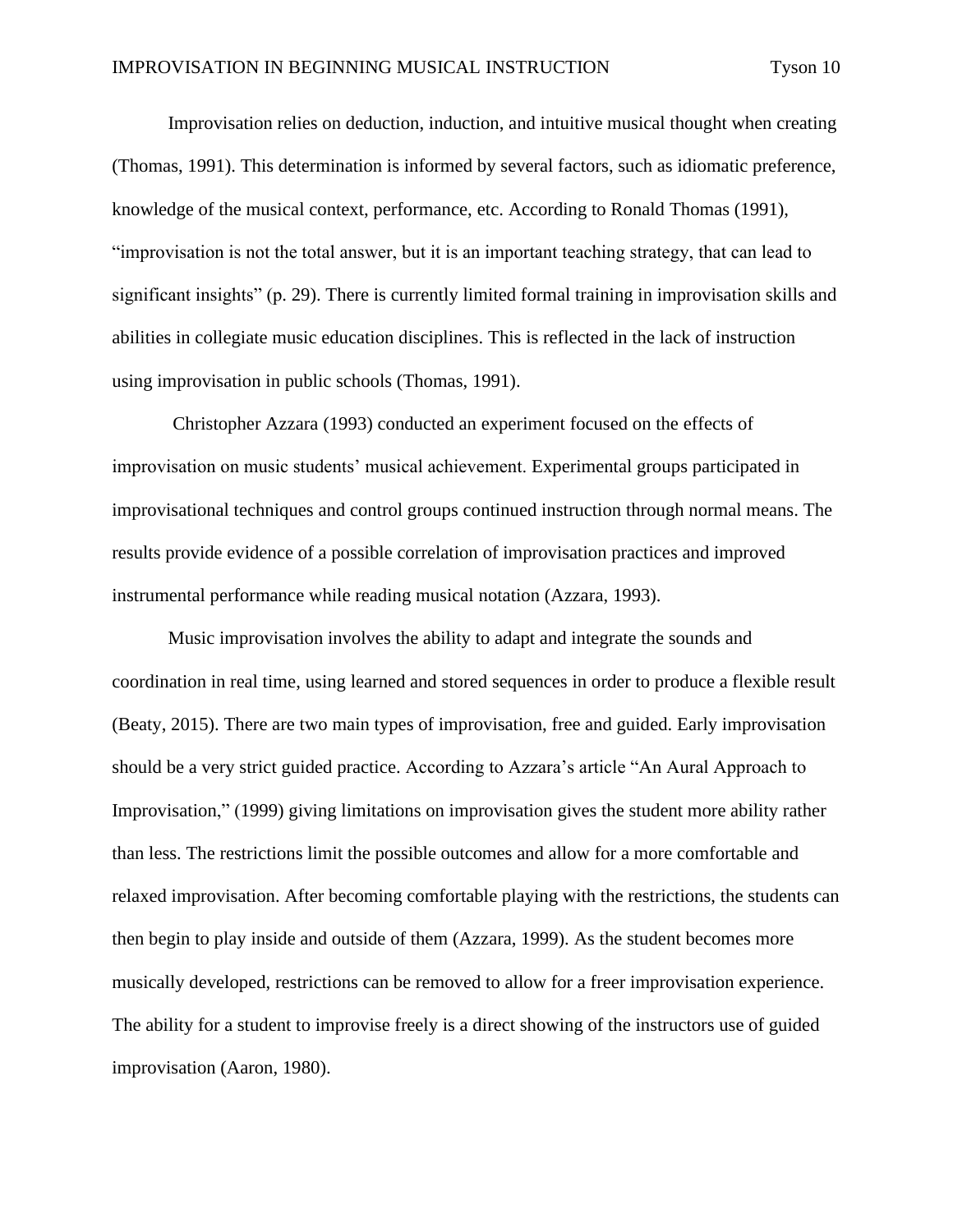Improvisation relies on deduction, induction, and intuitive musical thought when creating (Thomas, 1991). This determination is informed by several factors, such as idiomatic preference, knowledge of the musical context, performance, etc. According to Ronald Thomas (1991), "improvisation is not the total answer, but it is an important teaching strategy, that can lead to significant insights" (p. 29). There is currently limited formal training in improvisation skills and abilities in collegiate music education disciplines. This is reflected in the lack of instruction using improvisation in public schools (Thomas, 1991).

Christopher Azzara (1993) conducted an experiment focused on the effects of improvisation on music students' musical achievement. Experimental groups participated in improvisational techniques and control groups continued instruction through normal means. The results provide evidence of a possible correlation of improvisation practices and improved instrumental performance while reading musical notation (Azzara, 1993).

Music improvisation involves the ability to adapt and integrate the sounds and coordination in real time, using learned and stored sequences in order to produce a flexible result (Beaty, 2015). There are two main types of improvisation, free and guided. Early improvisation should be a very strict guided practice. According to Azzara's article "An Aural Approach to Improvisation," (1999) giving limitations on improvisation gives the student more ability rather than less. The restrictions limit the possible outcomes and allow for a more comfortable and relaxed improvisation. After becoming comfortable playing with the restrictions, the students can then begin to play inside and outside of them (Azzara, 1999). As the student becomes more musically developed, restrictions can be removed to allow for a freer improvisation experience. The ability for a student to improvise freely is a direct showing of the instructors use of guided improvisation (Aaron, 1980).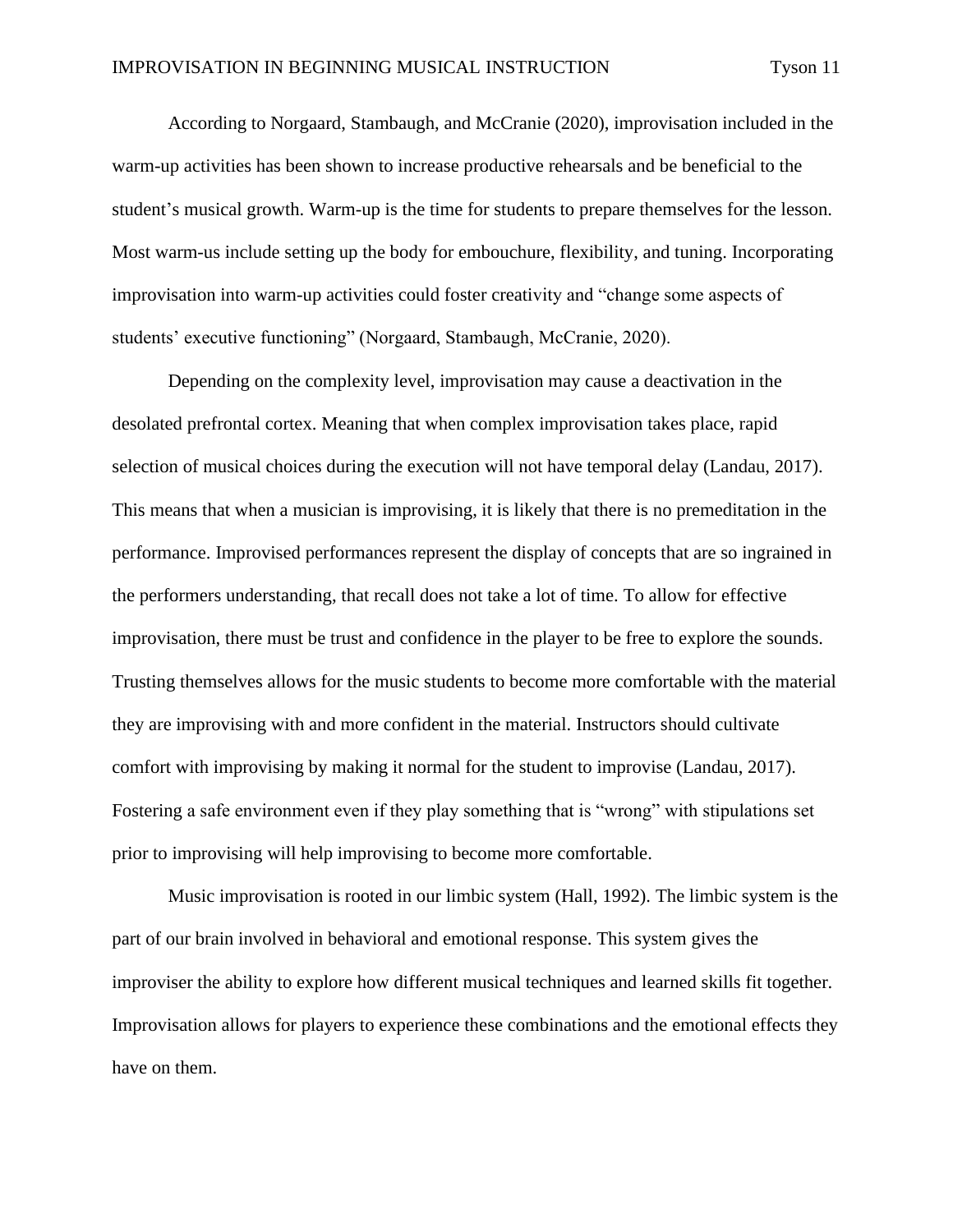According to Norgaard, Stambaugh, and McCranie (2020), improvisation included in the warm-up activities has been shown to increase productive rehearsals and be beneficial to the student's musical growth. Warm-up is the time for students to prepare themselves for the lesson. Most warm-us include setting up the body for embouchure, flexibility, and tuning. Incorporating improvisation into warm-up activities could foster creativity and "change some aspects of students' executive functioning" (Norgaard, Stambaugh, McCranie, 2020).

Depending on the complexity level, improvisation may cause a deactivation in the desolated prefrontal cortex. Meaning that when complex improvisation takes place, rapid selection of musical choices during the execution will not have temporal delay (Landau, 2017). This means that when a musician is improvising, it is likely that there is no premeditation in the performance. Improvised performances represent the display of concepts that are so ingrained in the performers understanding, that recall does not take a lot of time. To allow for effective improvisation, there must be trust and confidence in the player to be free to explore the sounds. Trusting themselves allows for the music students to become more comfortable with the material they are improvising with and more confident in the material. Instructors should cultivate comfort with improvising by making it normal for the student to improvise (Landau, 2017). Fostering a safe environment even if they play something that is "wrong" with stipulations set prior to improvising will help improvising to become more comfortable.

Music improvisation is rooted in our limbic system (Hall, 1992). The limbic system is the part of our brain involved in behavioral and emotional response. This system gives the improviser the ability to explore how different musical techniques and learned skills fit together. Improvisation allows for players to experience these combinations and the emotional effects they have on them.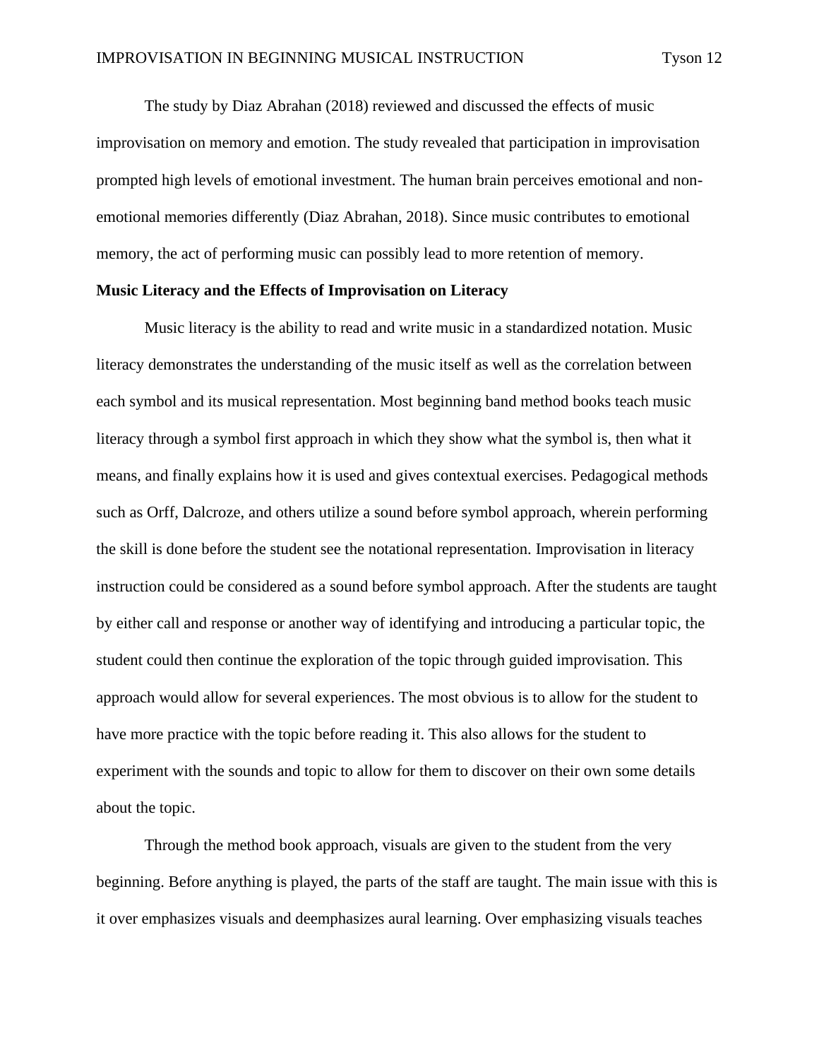The study by Diaz Abrahan (2018) reviewed and discussed the effects of music improvisation on memory and emotion. The study revealed that participation in improvisation prompted high levels of emotional investment. The human brain perceives emotional and non-emotional memories differently (Diaz Abrahan, 2018). Since music contributes to emotional memory, the act of performing music can possibly lead to more retention of memory.

**Music Literacy and the Effects of Improvisation on Literacy**

Music literacy is the ability to read and write music in a standardized notation. Music literacy demonstrates the understanding of the music itself as well as the correlation between each symbol and its musical representation. Most beginning band method books teach music literacy through a symbol first approach in which they show what the symbol is, then what it means, and finally explains how it is used and gives contextual exercises. Pedagogical methods such as Orff, Dalcroze, and others utilize a sound before symbol approach, wherein performing the skill is done before the student see the notational representation. Improvisation in literacy instruction could be considered as a sound before symbol approach. After the students are taught by either call and response or another way of identifying and introducing a particular topic, the student could then continue the exploration of the topic through guided improvisation. This approach would allow for several experiences. The most obvious is to allow for the student to have more practice with the topic before reading it. This also allows for the student to experiment with the sounds and topic to allow for them to discover on their own some details about the topic.

Through the method book approach, visuals are given to the student from the very beginning. Before anything is played, the parts of the staff are taught. The main issue with this is it over emphasizes visuals and deemphasizes aural learning. Over emphasizing visuals teaches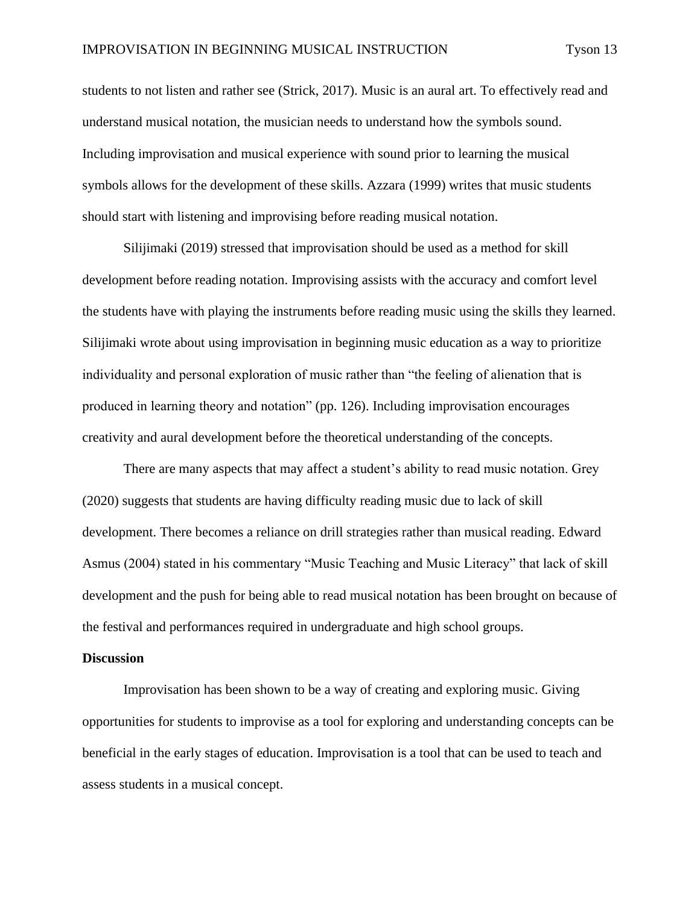students to not listen and rather see (Strick, 2017). Music is an aural art. To effectively read and understand musical notation, the musician needs to understand how the symbols sound. Including improvisation and musical experience with sound prior to learning the musical symbols allows for the development of these skills. Azzara (1999) writes that music students should start with listening and improvising before reading musical notation.

Silijimaki (2019) stressed that improvisation should be used as a method for skill development before reading notation. Improvising assists with the accuracy and comfort level the students have with playing the instruments before reading music using the skills they learned. Silijimaki wrote about using improvisation in beginning music education as a way to prioritize individuality and personal exploration of music rather than "the feeling of alienation that is produced in learning theory and notation" (pp. 126). Including improvisation encourages creativity and aural development before the theoretical understanding of the concepts.

There are many aspects that may affect a student's ability to read music notation. Grey (2020) suggests that students are having difficulty reading music due to lack of skill development. There becomes a reliance on drill strategies rather than musical reading. Edward Asmus (2004) stated in his commentary "Music Teaching and Music Literacy" that lack of skill development and the push for being able to read musical notation has been brought on because of the festival and performances required in undergraduate and high school groups.

**Discussion**

Improvisation has been shown to be a way of creating and exploring music. Giving opportunities for students to improvise as a tool for exploring and understanding concepts can be beneficial in the early stages of education. Improvisation is a tool that can be used to teach and assess students in a musical concept.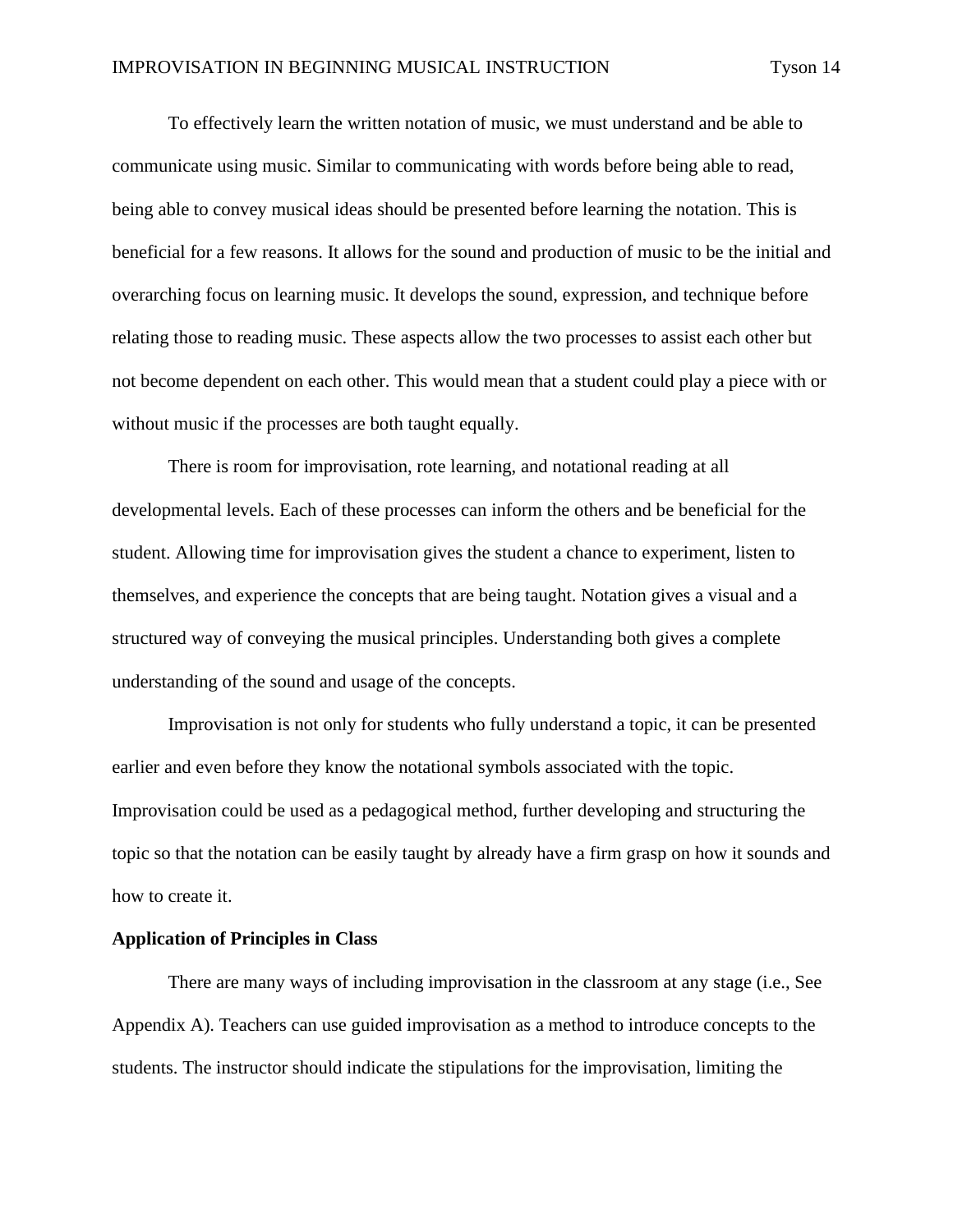To effectively learn the written notation of music, we must understand and be able to communicate using music. Similar to communicating with words before being able to read, being able to convey musical ideas should be presented before learning the notation. This is beneficial for a few reasons. It allows for the sound and production of music to be the initial and overarching focus on learning music. It develops the sound, expression, and technique before relating those to reading music. These aspects allow the two processes to assist each other but not become dependent on each other. This would mean that a student could play a piece with or without music if the processes are both taught equally.

There is room for improvisation, rote learning, and notational reading at all developmental levels. Each of these processes can inform the others and be beneficial for the student. Allowing time for improvisation gives the student a chance to experiment, listen to themselves, and experience the concepts that are being taught. Notation gives a visual and a structured way of conveying the musical principles. Understanding both gives a complete understanding of the sound and usage of the concepts.

Improvisation is not only for students who fully understand a topic, it can be presented earlier and even before they know the notational symbols associated with the topic. Improvisation could be used as a pedagogical method, further developing and structuring the topic so that the notation can be easily taught by already have a firm grasp on how it sounds and how to create it.

**Application of Principles in Class**

There are many ways of including improvisation in the classroom at any stage (i.e., See Appendix A). Teachers can use guided improvisation as a method to introduce concepts to the students. The instructor should indicate the stipulations for the improvisation, limiting the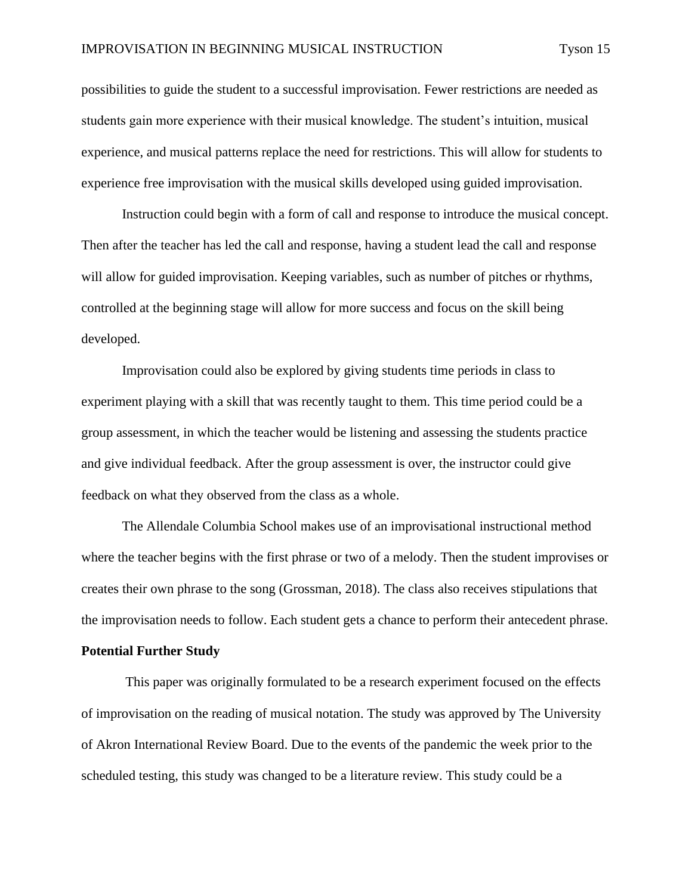possibilities to guide the student to a successful improvisation. Fewer restrictions are needed as students gain more experience with their musical knowledge. The student's intuition, musical experience, and musical patterns replace the need for restrictions. This will allow for students to experience free improvisation with the musical skills developed using guided improvisation.

Instruction could begin with a form of call and response to introduce the musical concept. Then after the teacher has led the call and response, having a student lead the call and response will allow for guided improvisation. Keeping variables, such as number of pitches or rhythms, controlled at the beginning stage will allow for more success and focus on the skill being developed.

Improvisation could also be explored by giving students time periods in class to experiment playing with a skill that was recently taught to them. This time period could be a group assessment, in which the teacher would be listening and assessing the students practice and give individual feedback. After the group assessment is over, the instructor could give feedback on what they observed from the class as a whole.

The Allendale Columbia School makes use of an improvisational instructional method where the teacher begins with the first phrase or two of a melody. Then the student improvises or creates their own phrase to the song (Grossman, 2018). The class also receives stipulations that the improvisation needs to follow. Each student gets a chance to perform their antecedent phrase.

**Potential Further Study**

This paper was originally formulated to be a research experiment focused on the effects of improvisation on the reading of musical notation. The study was approved by The University of Akron International Review Board. Due to the events of the pandemic the week prior to the scheduled testing, this study was changed to be a literature review. This study could be a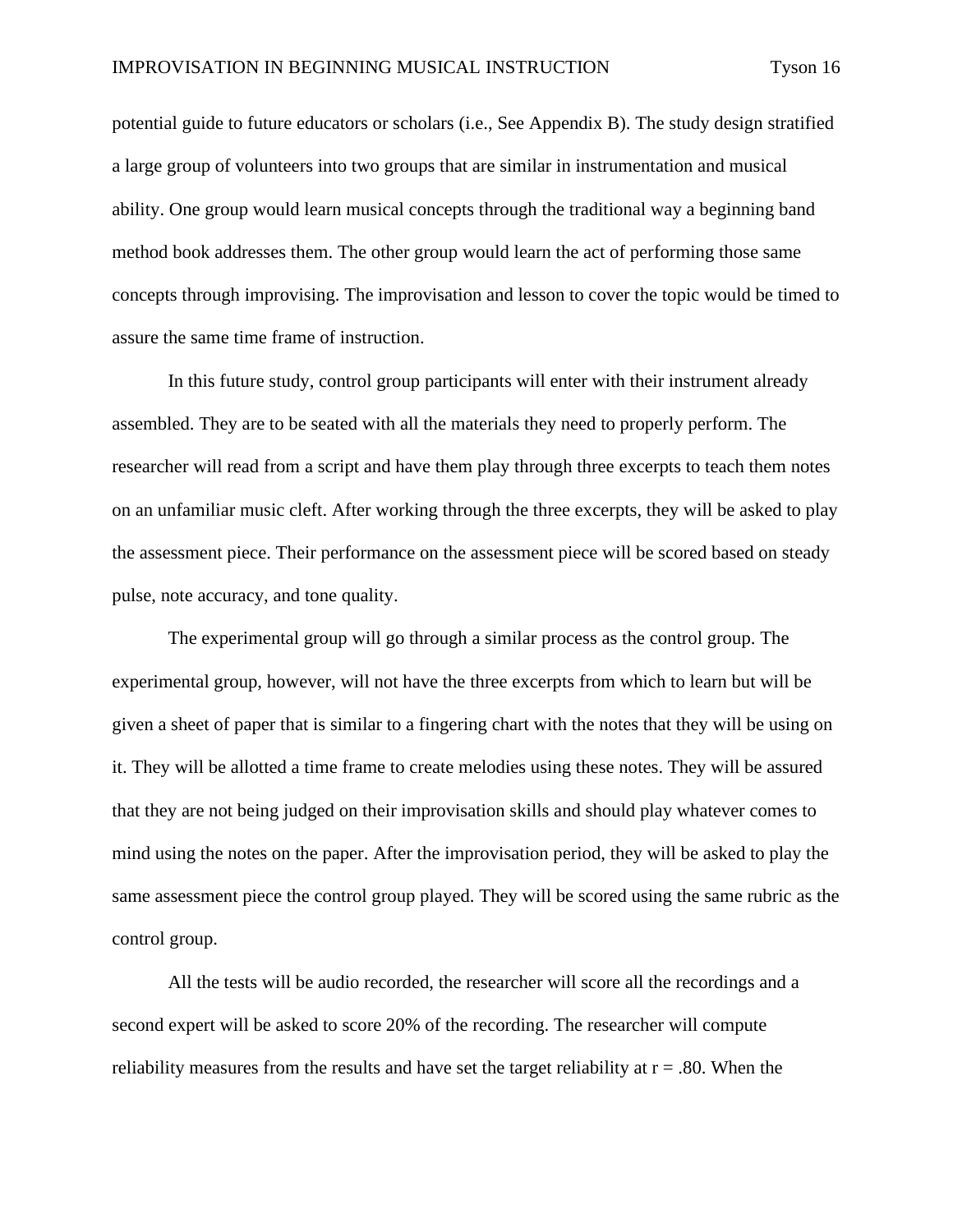potential guide to future educators or scholars (i.e., See Appendix B). The study design stratified a large group of volunteers into two groups that are similar in instrumentation and musical ability. One group would learn musical concepts through the traditional way a beginning band method book addresses them. The other group would learn the act of performing those same concepts through improvising. The improvisation and lesson to cover the topic would be timed to assure the same time frame of instruction.

In this future study, control group participants will enter with their instrument already assembled. They are to be seated with all the materials they need to properly perform. The researcher will read from a script and have them play through three excerpts to teach them notes on an unfamiliar music cleft. After working through the three excerpts, they will be asked to play the assessment piece. Their performance on the assessment piece will be scored based on steady pulse, note accuracy, and tone quality.

The experimental group will go through a similar process as the control group. The experimental group, however, will not have the three excerpts from which to learn but will be given a sheet of paper that is similar to a fingering chart with the notes that they will be using on it. They will be allotted a time frame to create melodies using these notes. They will be assured that they are not being judged on their improvisation skills and should play whatever comes to mind using the notes on the paper. After the improvisation period, they will be asked to play the same assessment piece the control group played. They will be scored using the same rubric as the control group.

All the tests will be audio recorded, the researcher will score all the recordings and a second expert will be asked to score 20% of the recording. The researcher will compute reliability measures from the results and have set the target reliability at $r = .80$. When the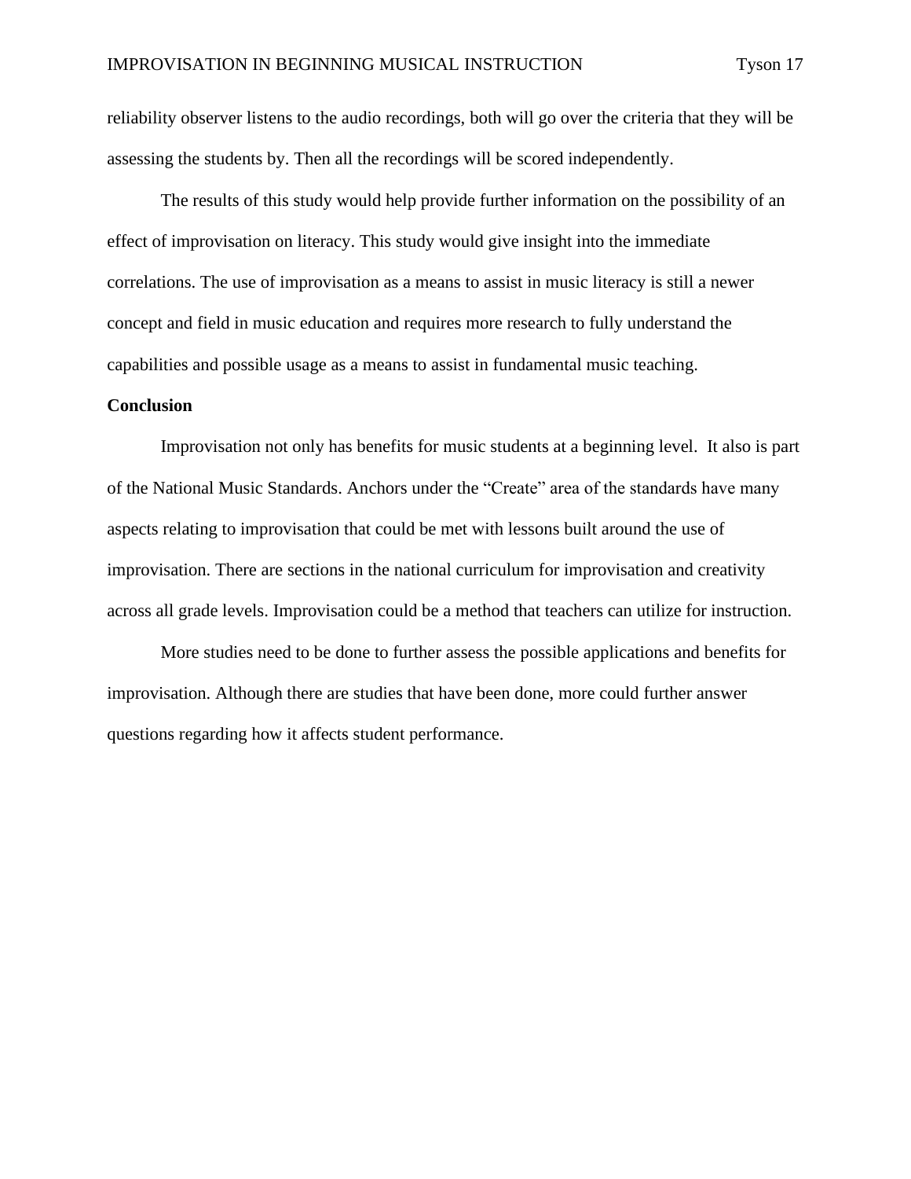reliability observer listens to the audio recordings, both will go over the criteria that they will be assessing the students by. Then all the recordings will be scored independently.

The results of this study would help provide further information on the possibility of an effect of improvisation on literacy. This study would give insight into the immediate correlations. The use of improvisation as a means to assist in music literacy is still a newer concept and field in music education and requires more research to fully understand the capabilities and possible usage as a means to assist in fundamental music teaching.

**Conclusion**

Improvisation not only has benefits for music students at a beginning level. It also is part of the National Music Standards. Anchors under the "Create" area of the standards have many aspects relating to improvisation that could be met with lessons built around the use of improvisation. There are sections in the national curriculum for improvisation and creativity across all grade levels. Improvisation could be a method that teachers can utilize for instruction.

More studies need to be done to further assess the possible applications and benefits for improvisation. Although there are studies that have been done, more could further answer questions regarding how it affects student performance.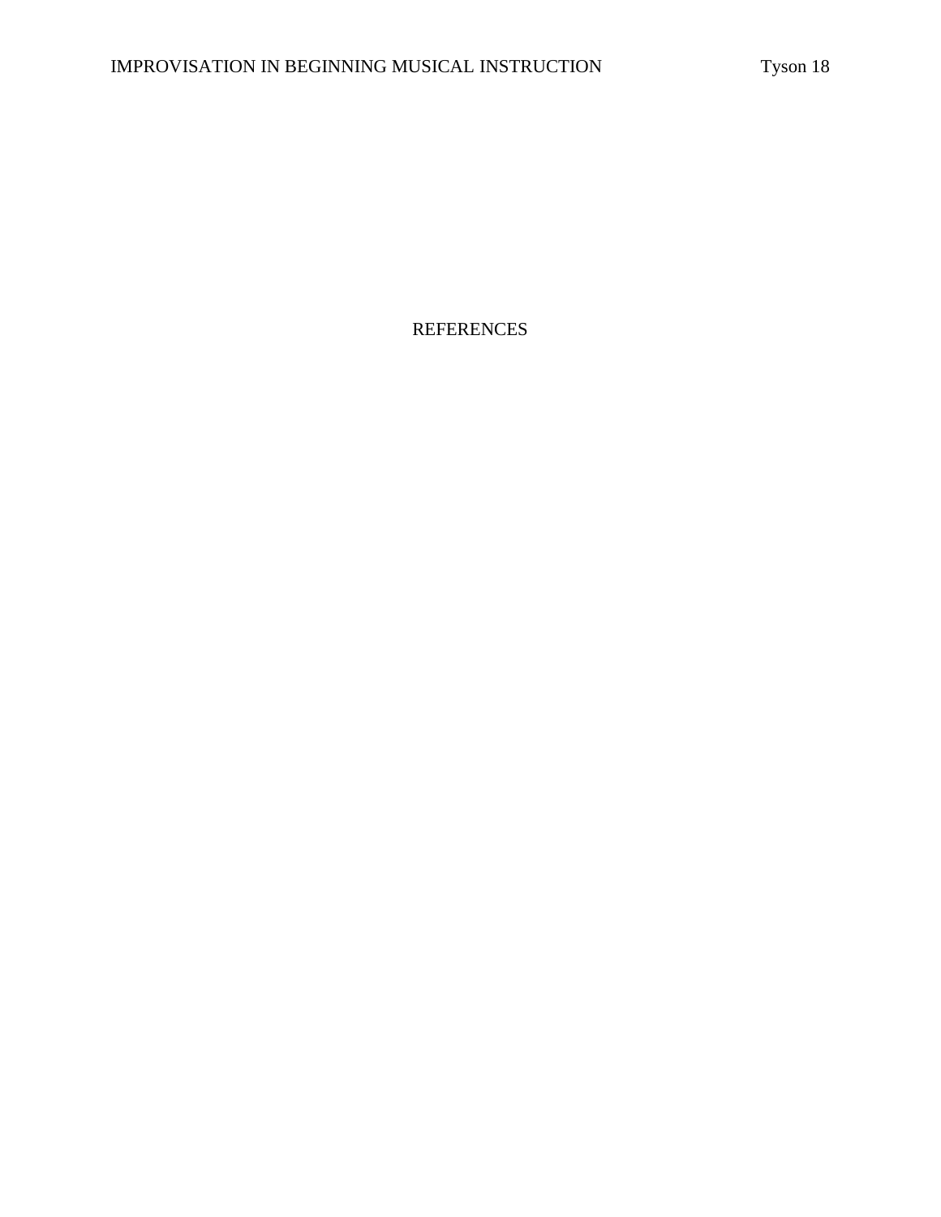# REFERENCES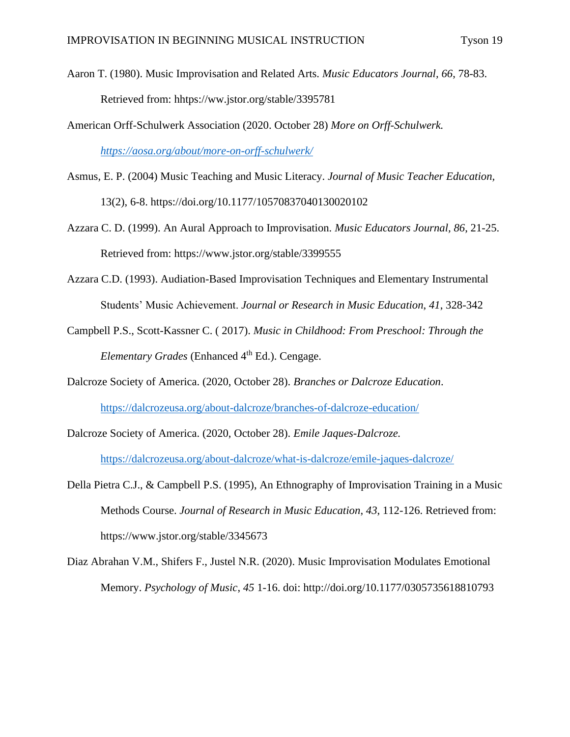Aaron T. (1980). Music Improvisation and Related Arts. *Music Educators Journal, 66*, 78-83. Retrieved from: hhttps://ww.jstor.org/stable/3395781

American Orff-Schulwerk Association (2020. October 28) *More on Orff-Schulwerk.* *https://aosa.org/about/more-on-orff-schulwerk/*

Asmus, E. P. (2004) Music Teaching and Music Literacy. *Journal of Music Teacher Education,* 13(2), 6-8. https://doi.org/10.1177/10570837040130020102

Azzara C. D. (1999). An Aural Approach to Improvisation. *Music Educators Journal, 86*, 21-25. Retrieved from: https://www.jstor.org/stable/3399555

Azzara C.D. (1993). Audiation-Based Improvisation Techniques and Elementary Instrumental Students' Music Achievement. *Journal or Research in Music Education, 41*, 328-342

Campbell P.S., Scott-Kassner C. ( 2017). *Music in Childhood: From Preschool: Through the Elementary Grades* (Enhanced 4th Ed.). Cengage.

Dalcroze Society of America. (2020, October 28). *Branches or Dalcroze Education*. https://dalcrozeusa.org/about-dalcroze/branches-of-dalcroze-education/

Dalcroze Society of America. (2020, October 28). *Emile Jaques-Dalcroze.* https://dalcrozeusa.org/about-dalcroze/what-is-dalcroze/emile-jaques-dalcroze/

Della Pietra C.J., & Campbell P.S. (1995), An Ethnography of Improvisation Training in a Music Methods Course. *Journal of Research in Music Education, 43*, 112-126. Retrieved from: https://www.jstor.org/stable/3345673

Diaz Abrahan V.M., Shifers F., Justel N.R. (2020). Music Improvisation Modulates Emotional Memory. *Psychology of Music, 45* 1-16. doi: http://doi.org/10.1177/0305735618810793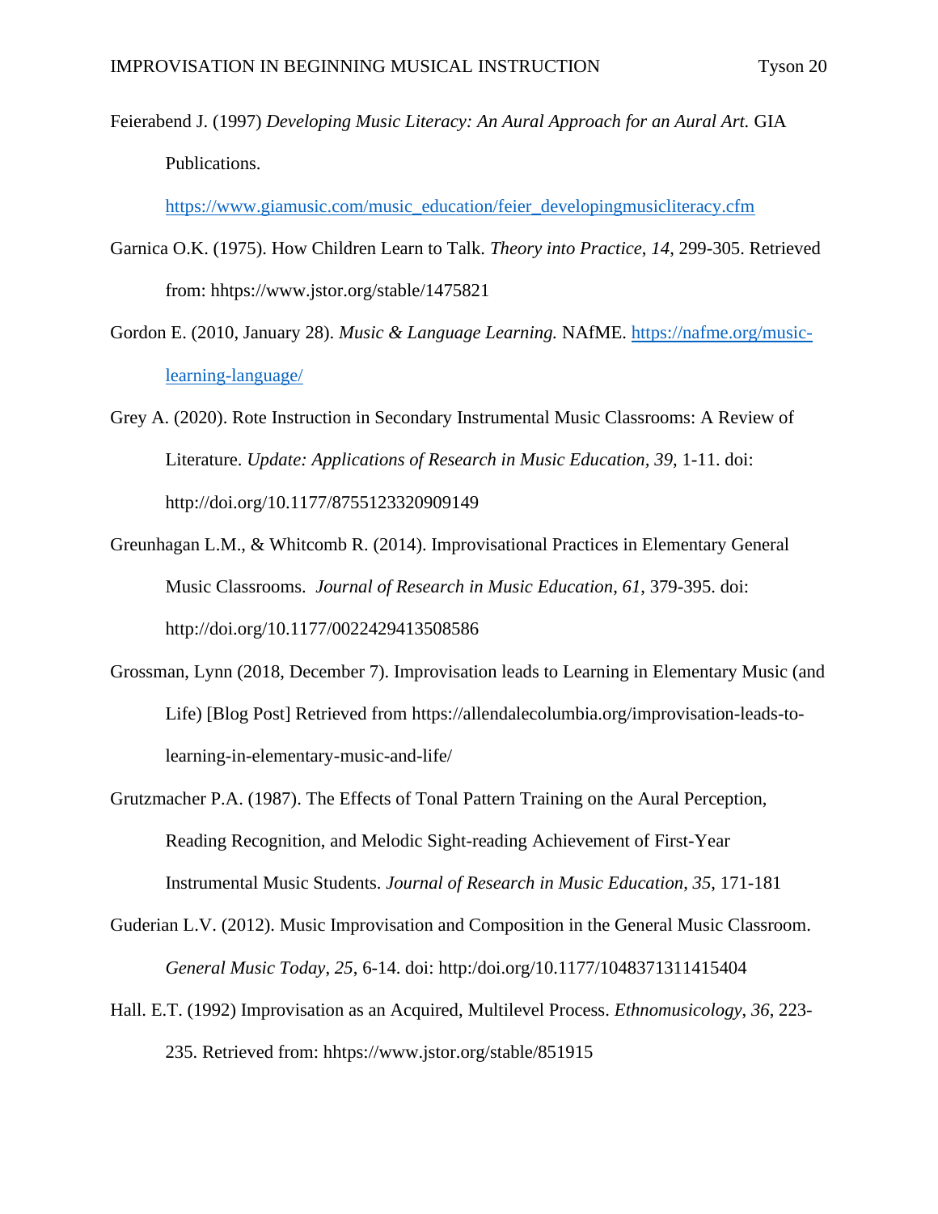Feierabend J. (1997) *Developing Music Literacy: An Aural Approach for an Aural Art.* GIA Publications. https://www.giamusic.com/music_education/feier_developingmusicliteracy.cfm

Garnica O.K. (1975). How Children Learn to Talk. *Theory into Practice*, *14*, 299-305. Retrieved from: hhttps://www.jstor.org/stable/1475821

Gordon E. (2010, January 28). *Music & Language Learning.* NAfME. https://nafme.org/music-learning-language/

Grey A. (2020). Rote Instruction in Secondary Instrumental Music Classrooms: A Review of Literature. *Update: Applications of Research in Music Education, 39*, 1-11. doi: http://doi.org/10.1177/8755123320909149

Greunhagan L.M., & Whitcomb R. (2014). Improvisational Practices in Elementary General Music Classrooms. *Journal of Research in Music Education*, *61*, 379-395. doi: http://doi.org/10.1177/0022429413508586

Grossman, Lynn (2018, December 7). Improvisation leads to Learning in Elementary Music (and Life) [Blog Post] Retrieved from https://allendalecolumbia.org/improvisation-leads-to-learning-in-elementary-music-and-life/

Grutzmacher P.A. (1987). The Effects of Tonal Pattern Training on the Aural Perception, Reading Recognition, and Melodic Sight-reading Achievement of First-Year Instrumental Music Students. *Journal of Research in Music Education*, *35*, 171-181

Guderian L.V. (2012). Music Improvisation and Composition in the General Music Classroom. *General Music Today*, *25*, 6-14. doi: http:/doi.org/10.1177/1048371311415404

Hall. E.T. (1992) Improvisation as an Acquired, Multilevel Process. *Ethnomusicology*, *36*, 223-235. Retrieved from: hhttps://www.jstor.org/stable/851915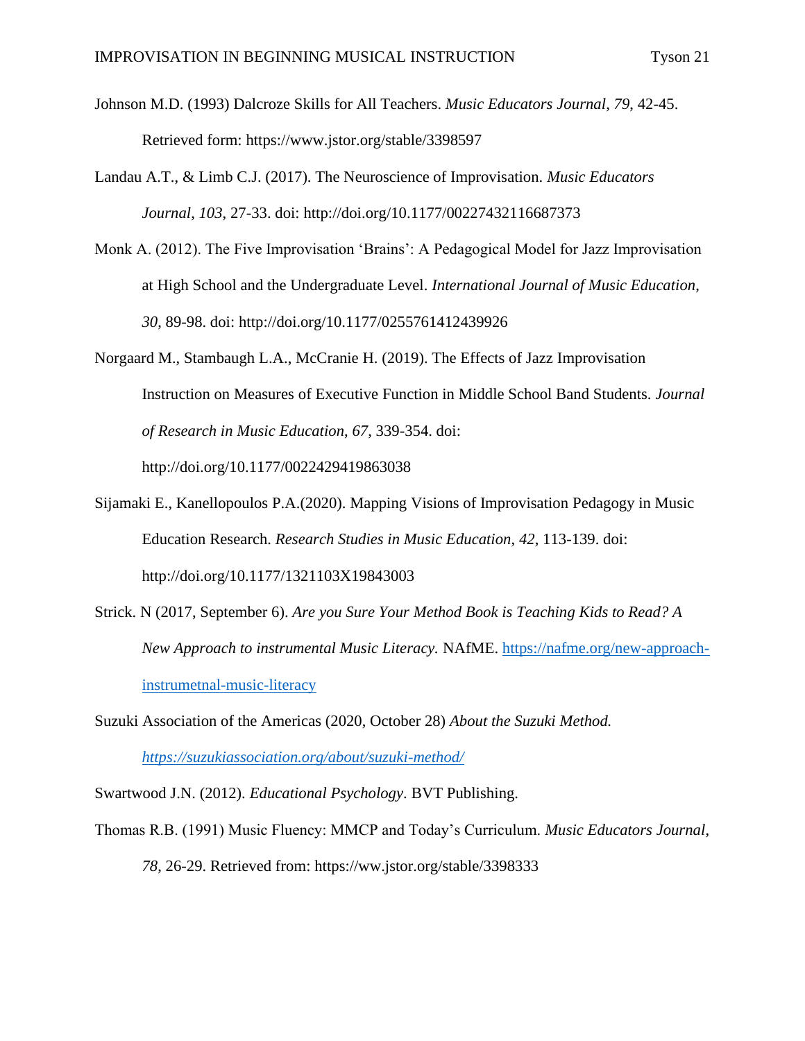Johnson M.D. (1993) Dalcroze Skills for All Teachers. *Music Educators Journal*, *79*, 42-45. Retrieved form: https://www.jstor.org/stable/3398597

Landau A.T., & Limb C.J. (2017). The Neuroscience of Improvisation. *Music Educators Journal*, *103*, 27-33. doi: http://doi.org/10.1177/00227432116687373

Monk A. (2012). The Five Improvisation 'Brains': A Pedagogical Model for Jazz Improvisation at High School and the Undergraduate Level. *International Journal of Music Education*, *30*, 89-98. doi: http://doi.org/10.1177/0255761412439926

Norgaard M., Stambaugh L.A., McCranie H. (2019). The Effects of Jazz Improvisation Instruction on Measures of Executive Function in Middle School Band Students. *Journal of Research in Music Education*, *67*, 339-354. doi: http://doi.org/10.1177/0022429419863038

Sijamaki E., Kanellopoulos P.A.(2020). Mapping Visions of Improvisation Pedagogy in Music Education Research. *Research Studies in Music Education*, *42*, 113-139. doi: http://doi.org/10.1177/1321103X19843003

Strick. N (2017, September 6). *Are you Sure Your Method Book is Teaching Kids to Read? A New Approach to instrumental Music Literacy.* NAfME. https://nafme.org/new-approach-instrumetnal-music-literacy

Suzuki Association of the Americas (2020, October 28) *About the Suzuki Method.* *https://suzukiassociation.org/about/suzuki-method/*

Swartwood J.N. (2012). *Educational Psychology*. BVT Publishing.

Thomas R.B. (1991) Music Fluency: MMCP and Today's Curriculum. *Music Educators Journal*, *78*, 26-29. Retrieved from: https://ww.jstor.org/stable/3398333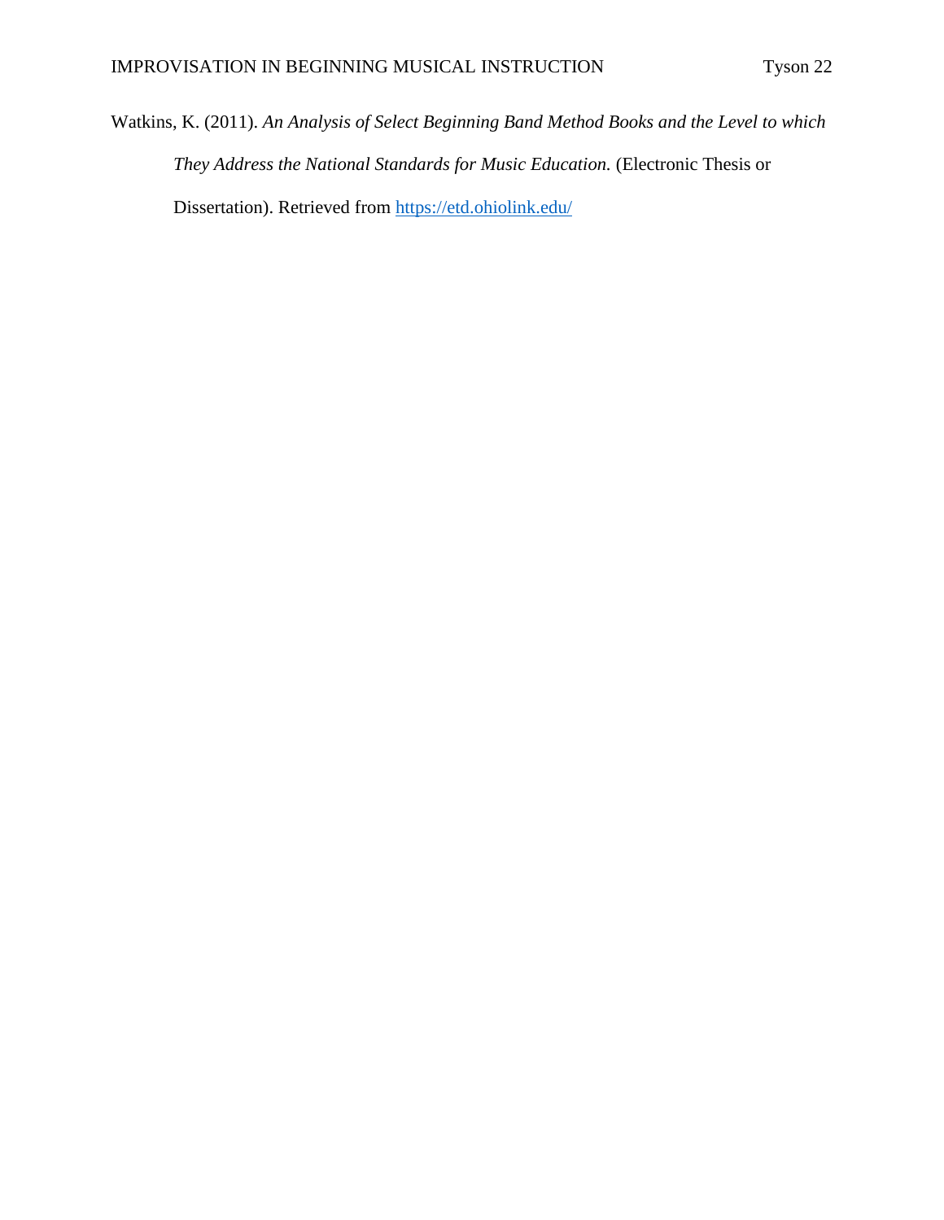Watkins, K. (2011). *An Analysis of Select Beginning Band Method Books and the Level to which They Address the National Standards for Music Education.* (Electronic Thesis or Dissertation). Retrieved from https://etd.ohiolink.edu/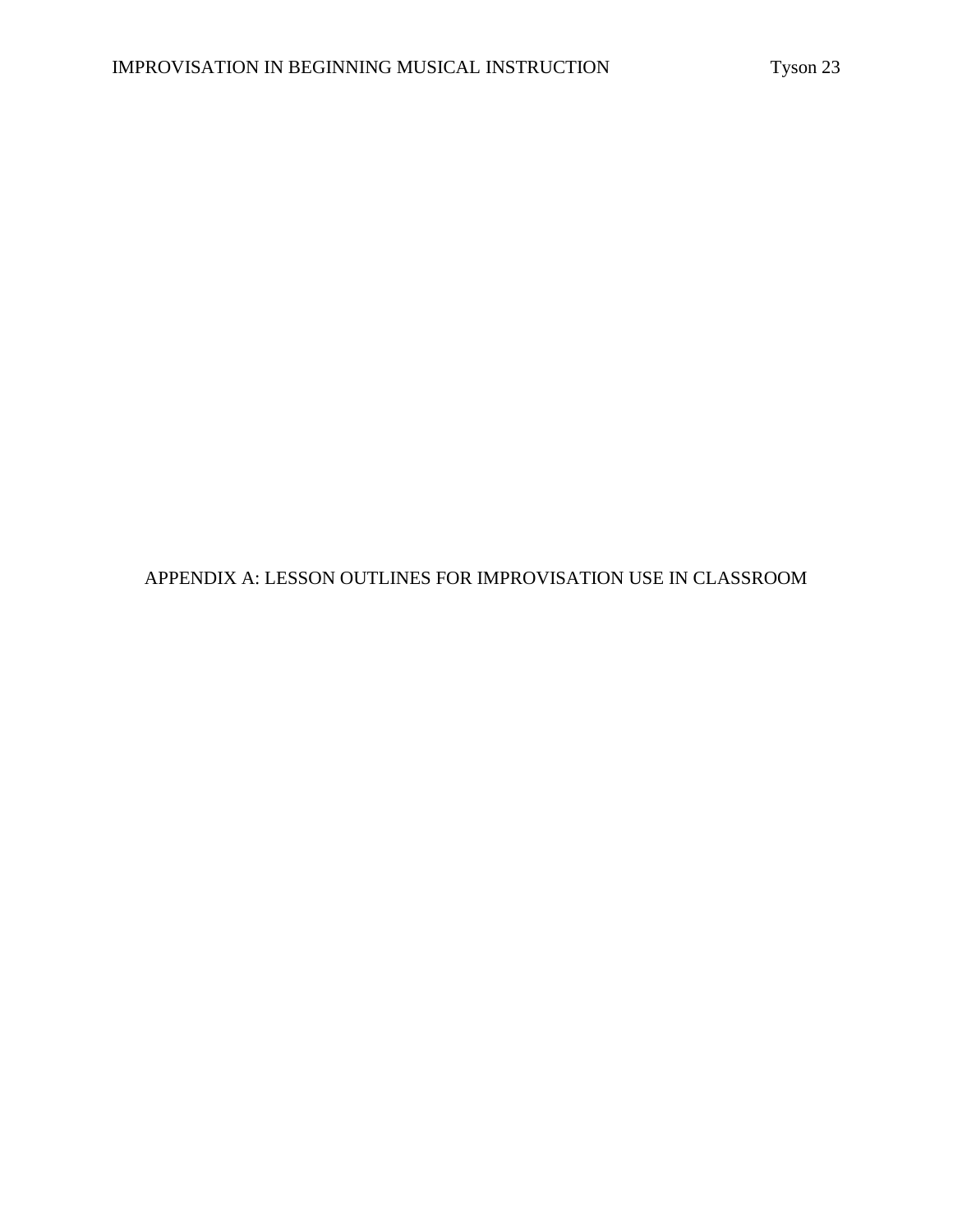# APPENDIX A: LESSON OUTLINES FOR IMPROVISATION USE IN CLASSROOM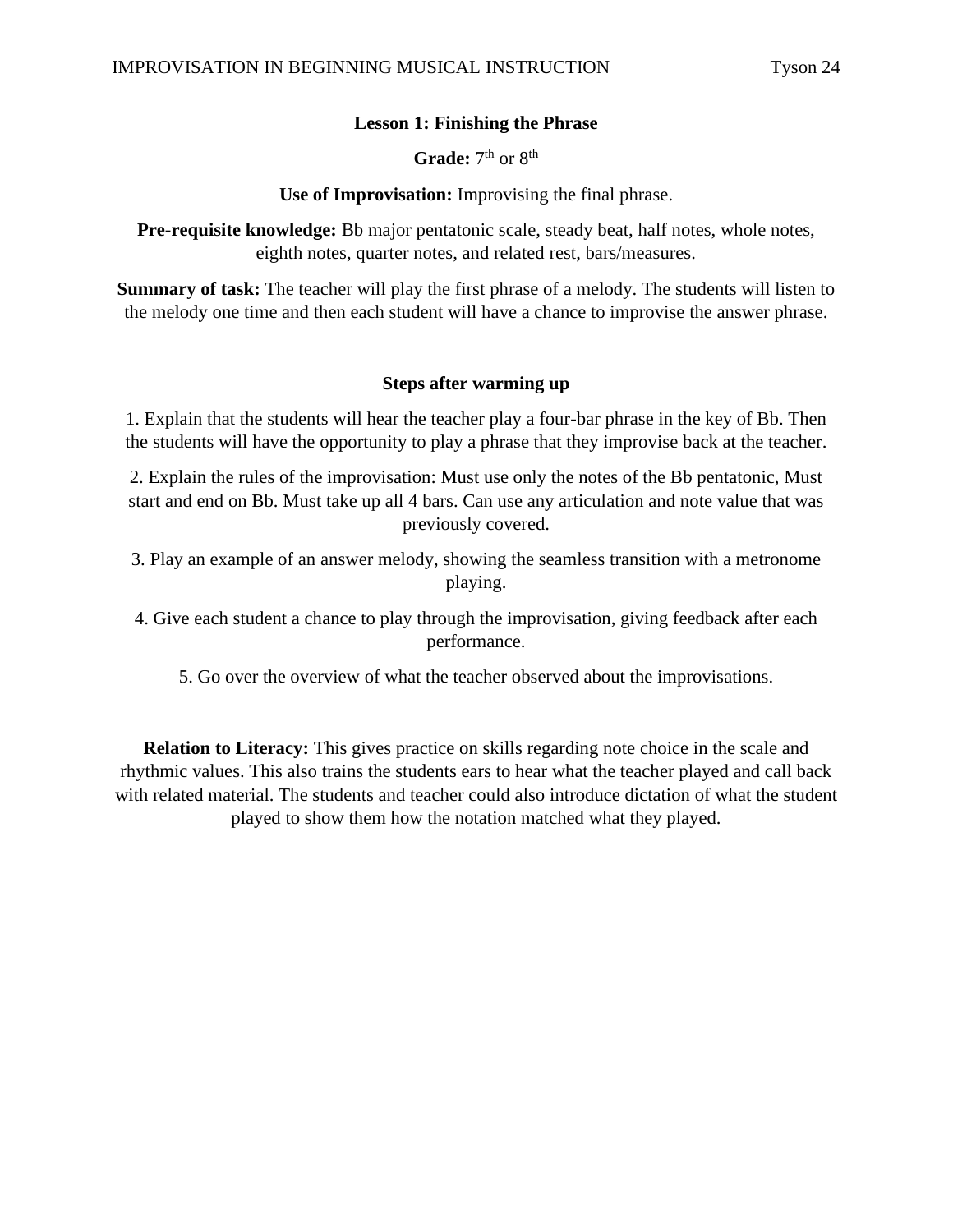## Lesson 1: Finishing the Phrase

**Grade:** 7th or 8th

**Use of Improvisation:** Improvising the final phrase.

**Pre-requisite knowledge:** Bb major pentatonic scale, steady beat, half notes, whole notes, eighth notes, quarter notes, and related rest, bars/measures.

**Summary of task:** The teacher will play the first phrase of a melody. The students will listen to the melody one time and then each student will have a chance to improvise the answer phrase.

### Steps after warming up

1. Explain that the students will hear the teacher play a four-bar phrase in the key of Bb. Then the students will have the opportunity to play a phrase that they improvise back at the teacher.

2. Explain the rules of the improvisation: Must use only the notes of the Bb pentatonic, Must start and end on Bb. Must take up all 4 bars. Can use any articulation and note value that was previously covered.

3. Play an example of an answer melody, showing the seamless transition with a metronome playing.

4. Give each student a chance to play through the improvisation, giving feedback after each performance.

5. Go over the overview of what the teacher observed about the improvisations.

**Relation to Literacy:** This gives practice on skills regarding note choice in the scale and rhythmic values. This also trains the students ears to hear what the teacher played and call back with related material. The students and teacher could also introduce dictation of what the student played to show them how the notation matched what they played.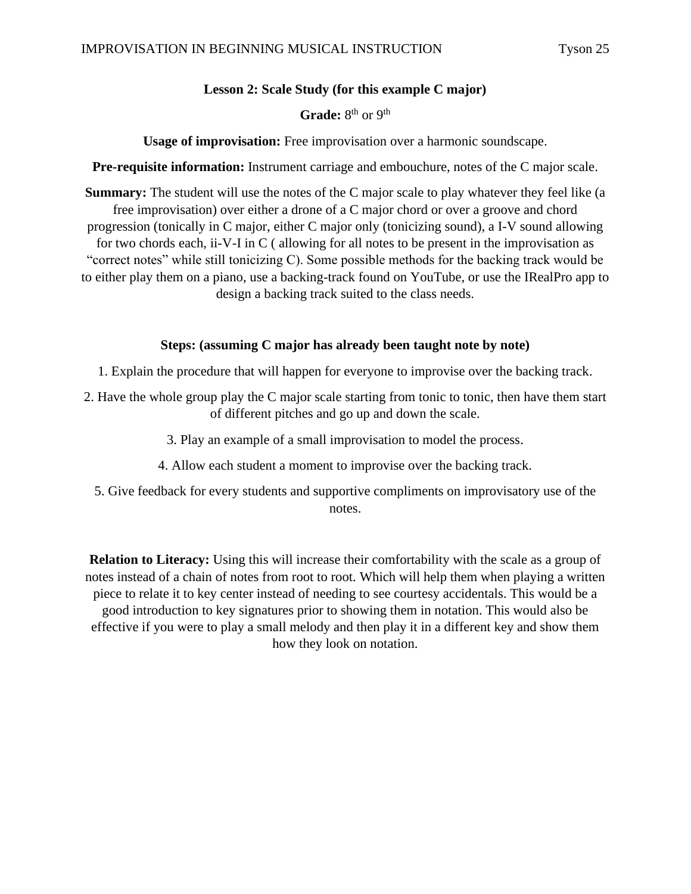**Lesson 2: Scale Study (for this example C major)**

**Grade:** 8th or 9th

**Usage of improvisation:** Free improvisation over a harmonic soundscape.

**Pre-requisite information:** Instrument carriage and embouchure, notes of the C major scale.

**Summary:** The student will use the notes of the C major scale to play whatever they feel like (a free improvisation) over either a drone of a C major chord or over a groove and chord progression (tonically in C major, either C major only (tonicizing sound), a I-V sound allowing for two chords each, ii-V-I in C ( allowing for all notes to be present in the improvisation as "correct notes" while still tonicizing C). Some possible methods for the backing track would be to either play them on a piano, use a backing-track found on YouTube, or use the IRealPro app to design a backing track suited to the class needs.

**Steps: (assuming C major has already been taught note by note)**

1. Explain the procedure that will happen for everyone to improvise over the backing track.
2. Have the whole group play the C major scale starting from tonic to tonic, then have them start of different pitches and go up and down the scale.
3. Play an example of a small improvisation to model the process.
4. Allow each student a moment to improvise over the backing track.
5. Give feedback for every students and supportive compliments on improvisatory use of the notes.

**Relation to Literacy:** Using this will increase their comfortability with the scale as a group of notes instead of a chain of notes from root to root. Which will help them when playing a written piece to relate it to key center instead of needing to see courtesy accidentals. This would be a good introduction to key signatures prior to showing them in notation. This would also be effective if you were to play a small melody and then play it in a different key and show them how they look on notation.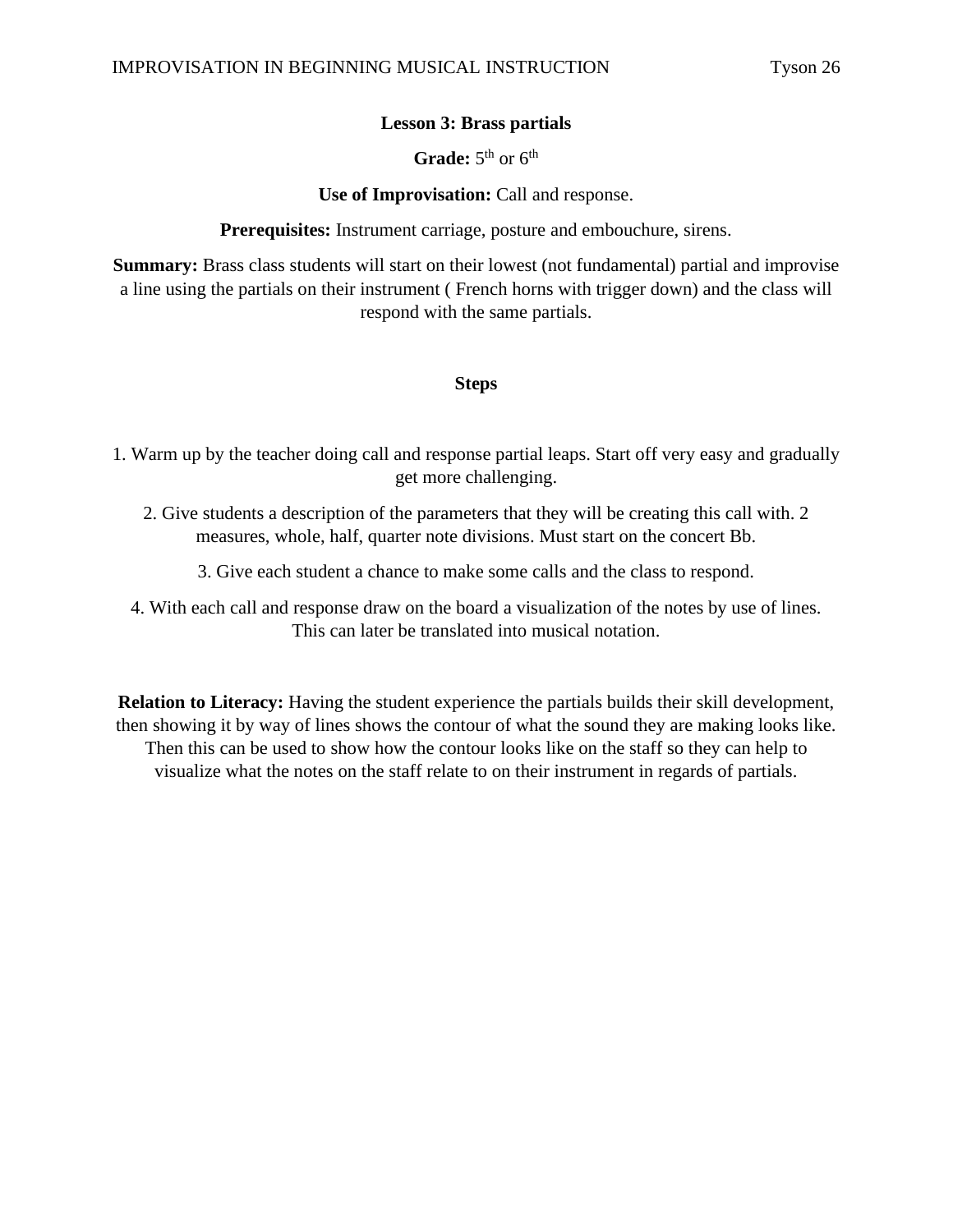**Lesson 3: Brass partials**

**Grade:** 5th or 6th

**Use of Improvisation:** Call and response.

**Prerequisites:** Instrument carriage, posture and embouchure, sirens.

**Summary:** Brass class students will start on their lowest (not fundamental) partial and improvise a line using the partials on their instrument ( French horns with trigger down) and the class will respond with the same partials.

**Steps**

1. Warm up by the teacher doing call and response partial leaps. Start off very easy and gradually get more challenging.

2. Give students a description of the parameters that they will be creating this call with. 2 measures, whole, half, quarter note divisions. Must start on the concert Bb.

3. Give each student a chance to make some calls and the class to respond.

4. With each call and response draw on the board a visualization of the notes by use of lines. This can later be translated into musical notation.

**Relation to Literacy:** Having the student experience the partials builds their skill development, then showing it by way of lines shows the contour of what the sound they are making looks like. Then this can be used to show how the contour looks like on the staff so they can help to visualize what the notes on the staff relate to on their instrument in regards of partials.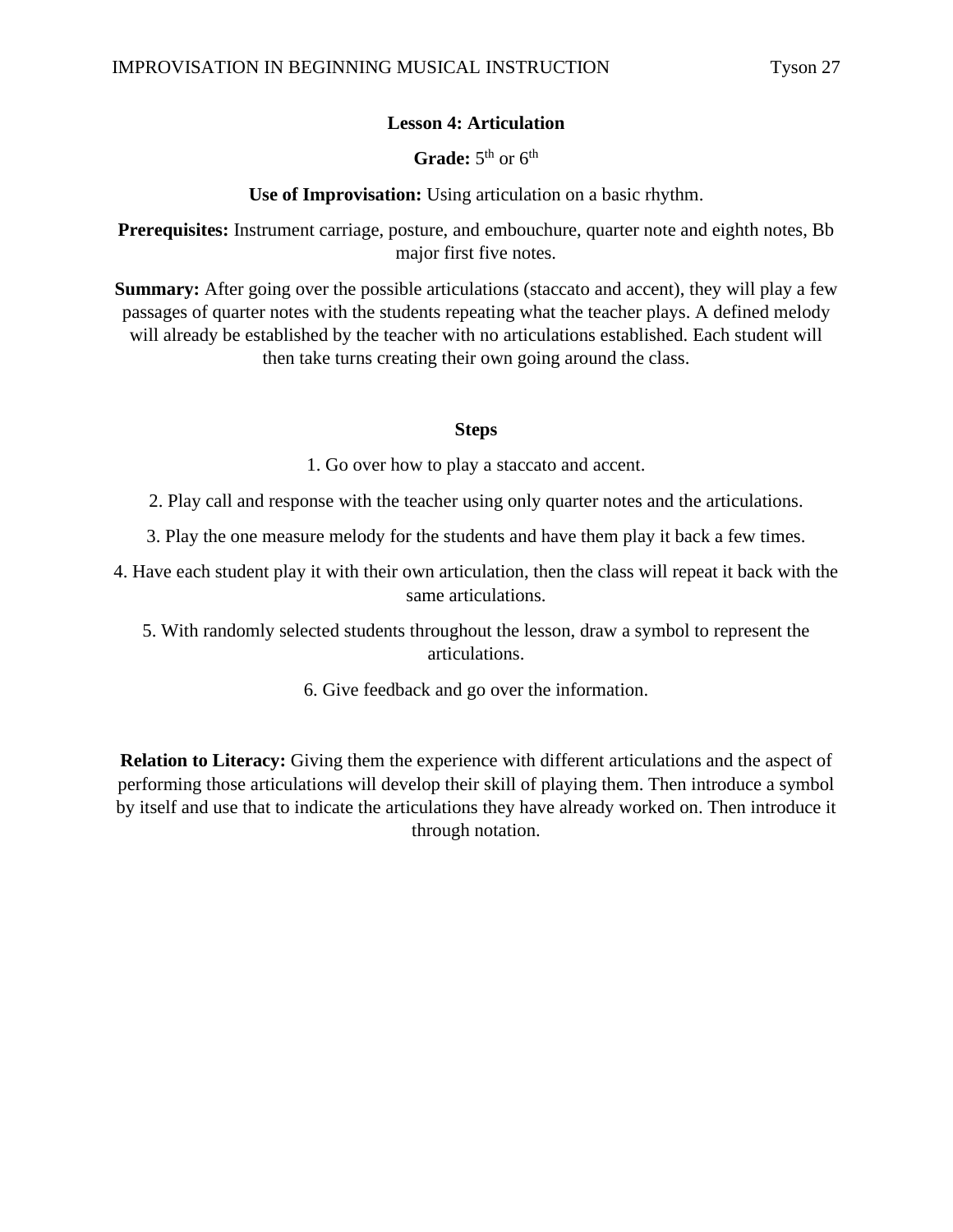**Lesson 4: Articulation**

**Grade:** 5th or 6th

**Use of Improvisation:** Using articulation on a basic rhythm.

**Prerequisites:** Instrument carriage, posture, and embouchure, quarter note and eighth notes, Bb major first five notes.

**Summary:** After going over the possible articulations (staccato and accent), they will play a few passages of quarter notes with the students repeating what the teacher plays. A defined melody will already be established by the teacher with no articulations established. Each student will then take turns creating their own going around the class.

**Steps**

1. Go over how to play a staccato and accent.
2. Play call and response with the teacher using only quarter notes and the articulations.
3. Play the one measure melody for the students and have them play it back a few times.
4. Have each student play it with their own articulation, then the class will repeat it back with the same articulations.
5. With randomly selected students throughout the lesson, draw a symbol to represent the articulations.
6. Give feedback and go over the information.

**Relation to Literacy:** Giving them the experience with different articulations and the aspect of performing those articulations will develop their skill of playing them. Then introduce a symbol by itself and use that to indicate the articulations they have already worked on. Then introduce it through notation.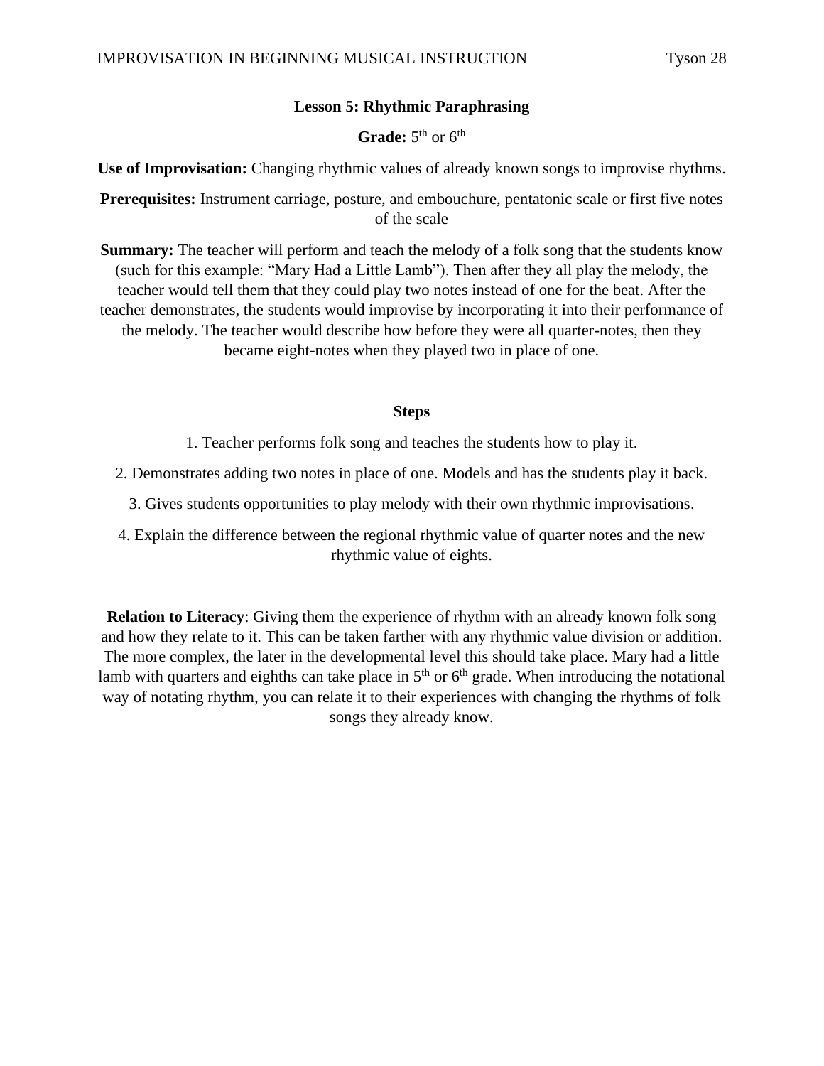### Lesson 5: Rhythmic Paraphrasing

**Grade:** 5th or 6th

**Use of Improvisation:** Changing rhythmic values of already known songs to improvise rhythms.

**Prerequisites:** Instrument carriage, posture, and embouchure, pentatonic scale or first five notes of the scale

**Summary:** The teacher will perform and teach the melody of a folk song that the students know (such for this example: "Mary Had a Little Lamb"). Then after they all play the melody, the teacher would tell them that they could play two notes instead of one for the beat. After the teacher demonstrates, the students would improvise by incorporating it into their performance of the melody. The teacher would describe how before they were all quarter-notes, then they became eight-notes when they played two in place of one.

**Steps**

1. Teacher performs folk song and teaches the students how to play it.

2. Demonstrates adding two notes in place of one. Models and has the students play it back.

3. Gives students opportunities to play melody with their own rhythmic improvisations.

4. Explain the difference between the regional rhythmic value of quarter notes and the new rhythmic value of eights.

**Relation to Literacy**: Giving them the experience of rhythm with an already known folk song and how they relate to it. This can be taken farther with any rhythmic value division or addition. The more complex, the later in the developmental level this should take place. Mary had a little lamb with quarters and eighths can take place in 5th or 6th grade. When introducing the notational way of notating rhythm, you can relate it to their experiences with changing the rhythms of folk songs they already know.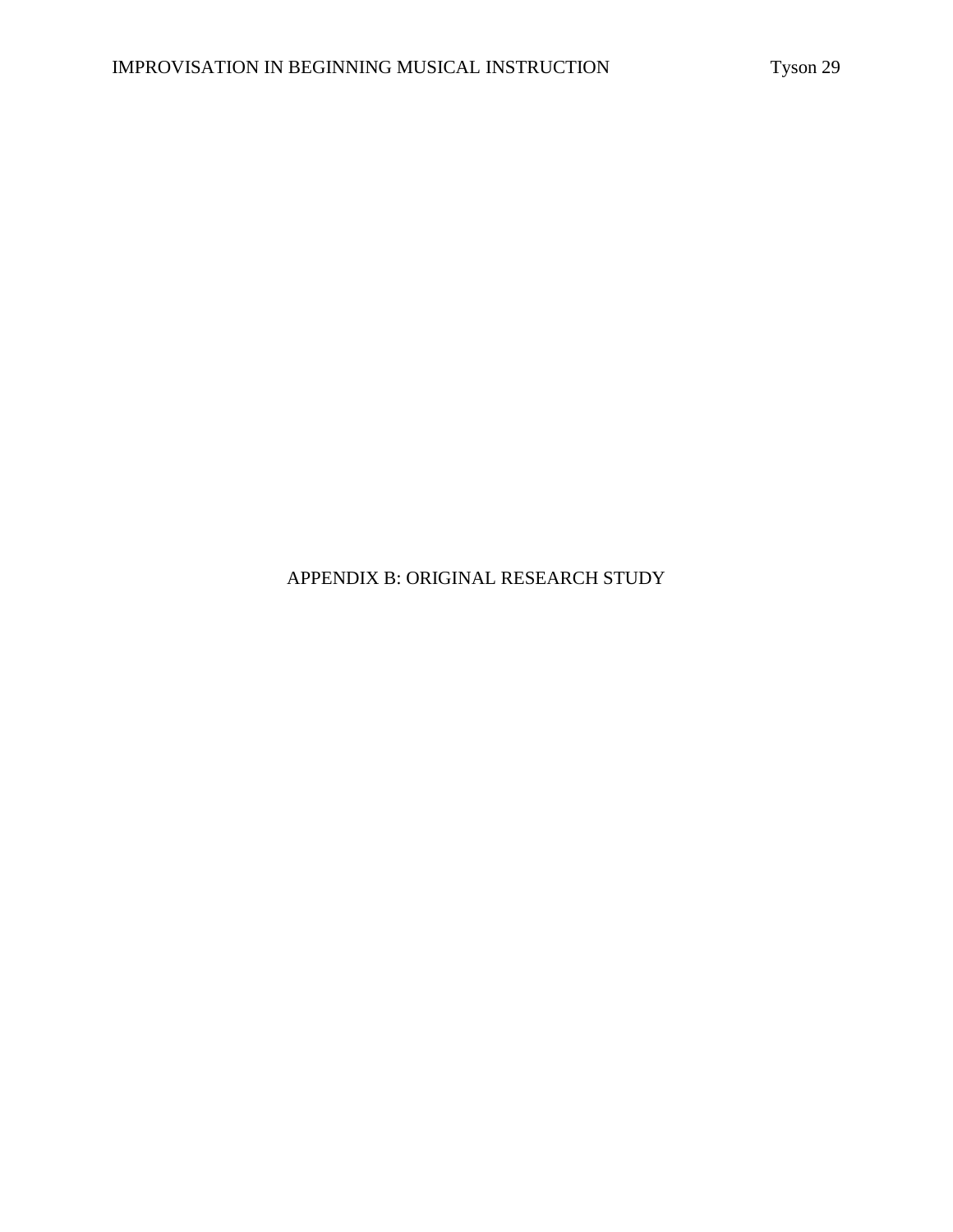# APPENDIX B: ORIGINAL RESEARCH STUDY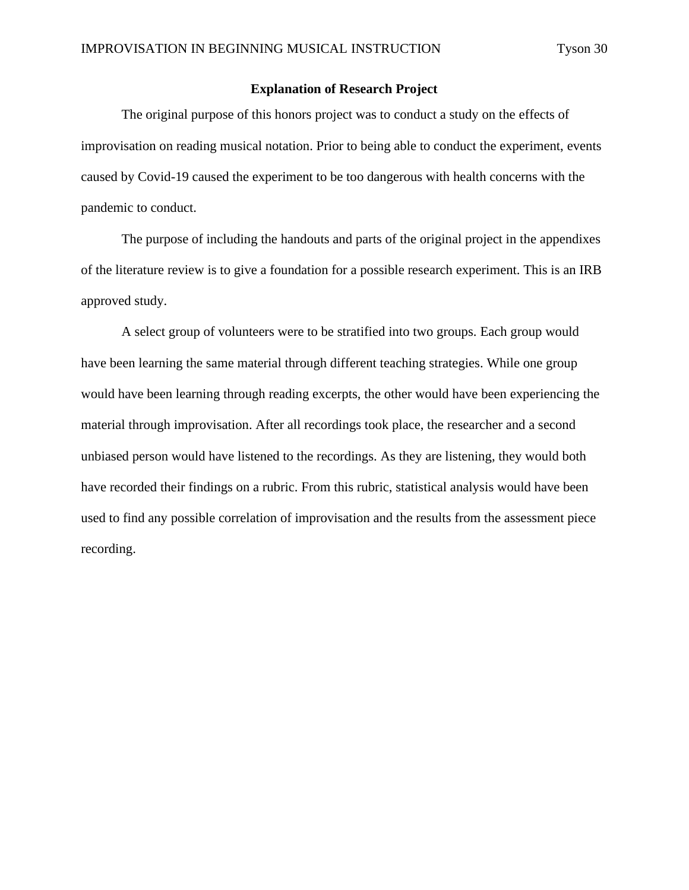## Explanation of Research Project

The original purpose of this honors project was to conduct a study on the effects of improvisation on reading musical notation. Prior to being able to conduct the experiment, events caused by Covid-19 caused the experiment to be too dangerous with health concerns with the pandemic to conduct.

The purpose of including the handouts and parts of the original project in the appendixes of the literature review is to give a foundation for a possible research experiment. This is an IRB approved study.

A select group of volunteers were to be stratified into two groups. Each group would have been learning the same material through different teaching strategies. While one group would have been learning through reading excerpts, the other would have been experiencing the material through improvisation. After all recordings took place, the researcher and a second unbiased person would have listened to the recordings. As they are listening, they would both have recorded their findings on a rubric. From this rubric, statistical analysis would have been used to find any possible correlation of improvisation and the results from the assessment piece recording.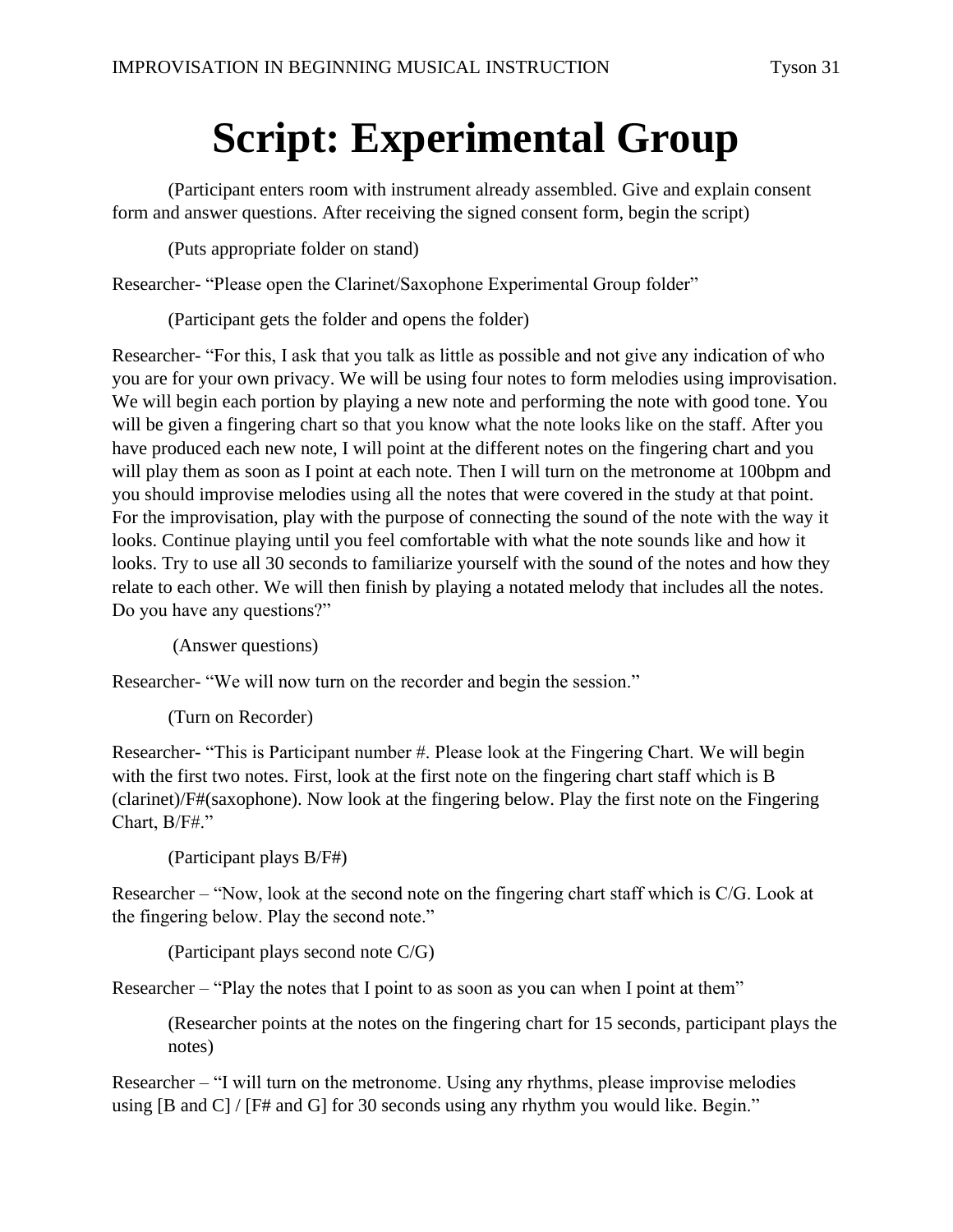# Script: Experimental Group

(Participant enters room with instrument already assembled. Give and explain consent form and answer questions. After receiving the signed consent form, begin the script)

(Puts appropriate folder on stand)

Researcher- "Please open the Clarinet/Saxophone Experimental Group folder"

(Participant gets the folder and opens the folder)

Researcher- "For this, I ask that you talk as little as possible and not give any indication of who you are for your own privacy. We will be using four notes to form melodies using improvisation. We will begin each portion by playing a new note and performing the note with good tone. You will be given a fingering chart so that you know what the note looks like on the staff. After you have produced each new note, I will point at the different notes on the fingering chart and you will play them as soon as I point at each note. Then I will turn on the metronome at 100bpm and you should improvise melodies using all the notes that were covered in the study at that point. For the improvisation, play with the purpose of connecting the sound of the note with the way it looks. Continue playing until you feel comfortable with what the note sounds like and how it looks. Try to use all 30 seconds to familiarize yourself with the sound of the notes and how they relate to each other. We will then finish by playing a notated melody that includes all the notes. Do you have any questions?"

(Answer questions)

Researcher- "We will now turn on the recorder and begin the session."

(Turn on Recorder)

Researcher- "This is Participant number #. Please look at the Fingering Chart. We will begin with the first two notes. First, look at the first note on the fingering chart staff which is B (clarinet)/F#(saxophone). Now look at the fingering below. Play the first note on the Fingering Chart, B/F#."

(Participant plays B/F#)

Researcher – "Now, look at the second note on the fingering chart staff which is C/G. Look at the fingering below. Play the second note."

(Participant plays second note C/G)

Researcher – "Play the notes that I point to as soon as you can when I point at them"

(Researcher points at the notes on the fingering chart for 15 seconds, participant plays the notes)

Researcher – "I will turn on the metronome. Using any rhythms, please improvise melodies using [B and C] / [F# and G] for 30 seconds using any rhythm you would like. Begin."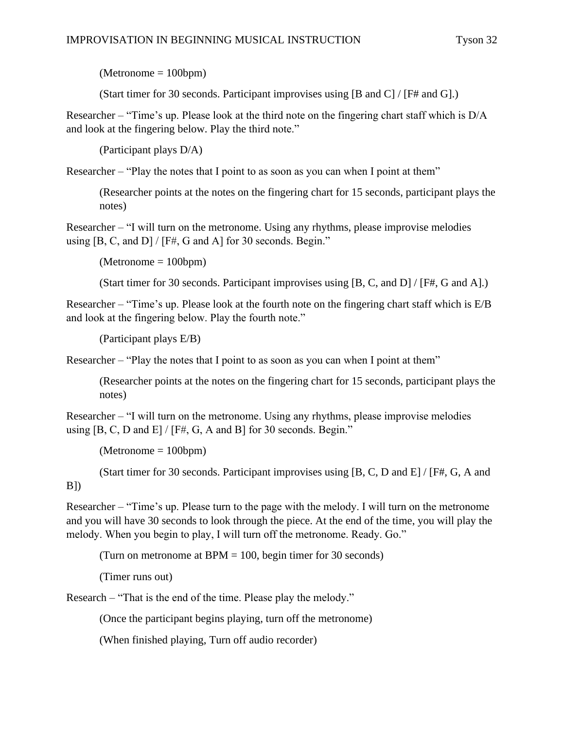(Metronome = 100bpm)

(Start timer for 30 seconds. Participant improvises using [B and C] / [F# and G].)

Researcher – "Time's up. Please look at the third note on the fingering chart staff which is D/A and look at the fingering below. Play the third note."

(Participant plays D/A)

Researcher – "Play the notes that I point to as soon as you can when I point at them"

(Researcher points at the notes on the fingering chart for 15 seconds, participant plays the notes)

Researcher – "I will turn on the metronome. Using any rhythms, please improvise melodies using [B, C, and D] / [F#, G and A] for 30 seconds. Begin."

(Metronome = 100bpm)

(Start timer for 30 seconds. Participant improvises using [B, C, and D] / [F#, G and A].)

Researcher – "Time's up. Please look at the fourth note on the fingering chart staff which is E/B and look at the fingering below. Play the fourth note."

(Participant plays E/B)

Researcher – "Play the notes that I point to as soon as you can when I point at them"

(Researcher points at the notes on the fingering chart for 15 seconds, participant plays the notes)

Researcher – "I will turn on the metronome. Using any rhythms, please improvise melodies using [B, C, D and E] / [F#, G, A and B] for 30 seconds. Begin."

(Metronome = 100bpm)

(Start timer for 30 seconds. Participant improvises using [B, C, D and E] / [F#, G, A and B])

Researcher – "Time's up. Please turn to the page with the melody. I will turn on the metronome and you will have 30 seconds to look through the piece. At the end of the time, you will play the melody. When you begin to play, I will turn off the metronome. Ready. Go."

(Turn on metronome at BPM = 100, begin timer for 30 seconds)

(Timer runs out)

Research – "That is the end of the time. Please play the melody."

(Once the participant begins playing, turn off the metronome)

(When finished playing, Turn off audio recorder)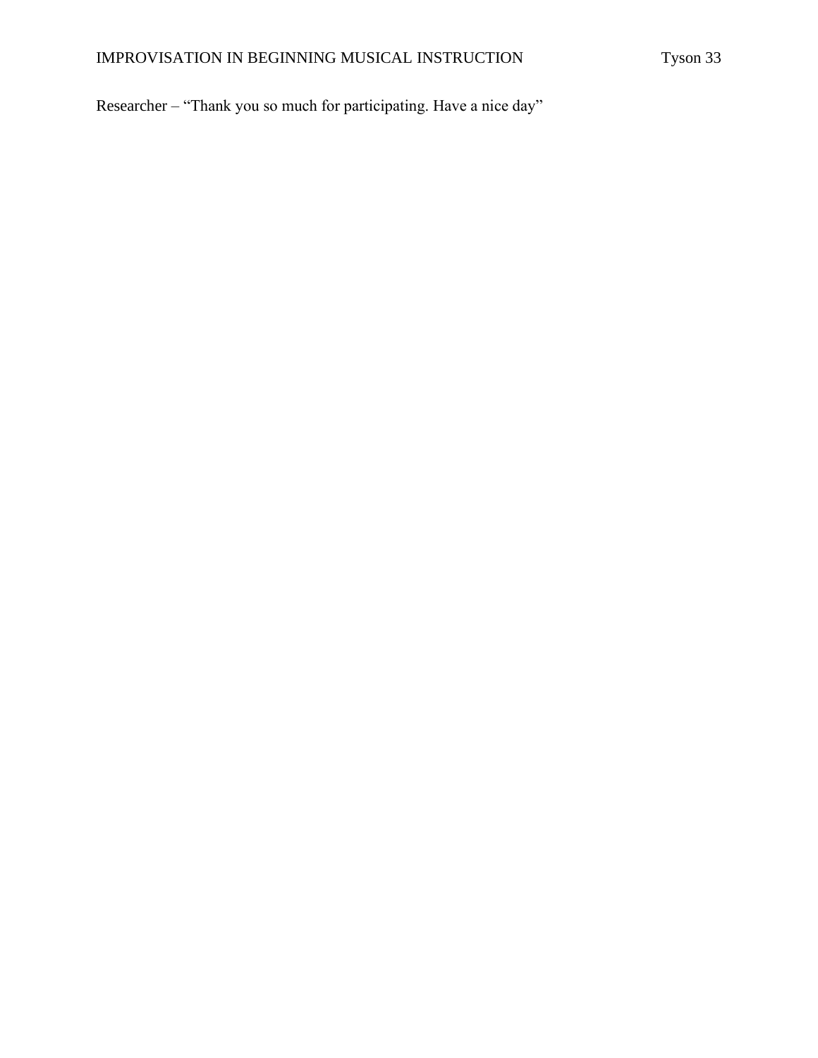Researcher – “Thank you so much for participating. Have a nice day”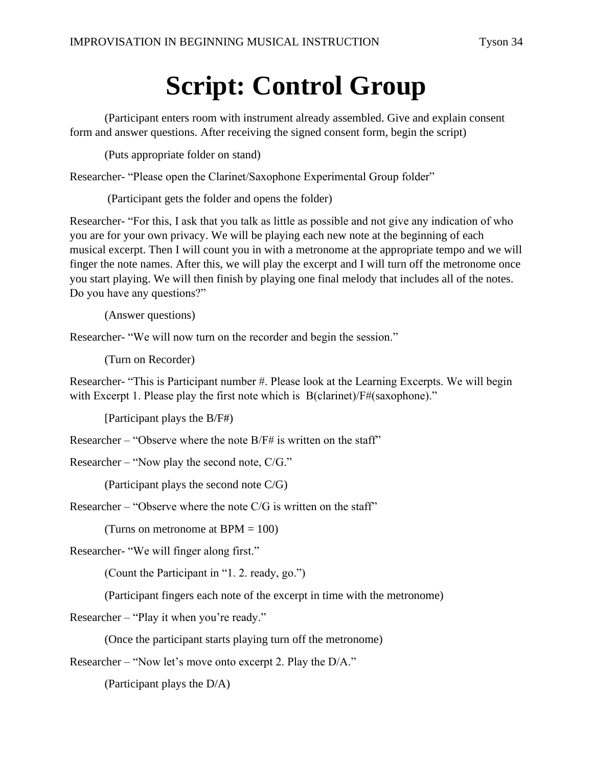# Script: Control Group

(Participant enters room with instrument already assembled. Give and explain consent form and answer questions. After receiving the signed consent form, begin the script)

(Puts appropriate folder on stand)

Researcher- "Please open the Clarinet/Saxophone Experimental Group folder"

(Participant gets the folder and opens the folder)

Researcher- "For this, I ask that you talk as little as possible and not give any indication of who you are for your own privacy. We will be playing each new note at the beginning of each musical excerpt. Then I will count you in with a metronome at the appropriate tempo and we will finger the note names. After this, we will play the excerpt and I will turn off the metronome once you start playing. We will then finish by playing one final melody that includes all of the notes. Do you have any questions?"

(Answer questions)

Researcher- "We will now turn on the recorder and begin the session."

(Turn on Recorder)

Researcher- "This is Participant number #. Please look at the Learning Excerpts. We will begin with Excerpt 1. Please play the first note which is B(clarinet)/F#(saxophone)."

[Participant plays the B/F#)

Researcher – "Observe where the note B/F# is written on the staff"

Researcher – "Now play the second note, C/G."

(Participant plays the second note C/G)

Researcher – "Observe where the note C/G is written on the staff"

(Turns on metronome at BPM = 100)

Researcher- "We will finger along first."

(Count the Participant in "1. 2. ready, go.")

(Participant fingers each note of the excerpt in time with the metronome)

Researcher – "Play it when you're ready."

(Once the participant starts playing turn off the metronome)

Researcher – "Now let's move onto excerpt 2. Play the D/A."

(Participant plays the D/A)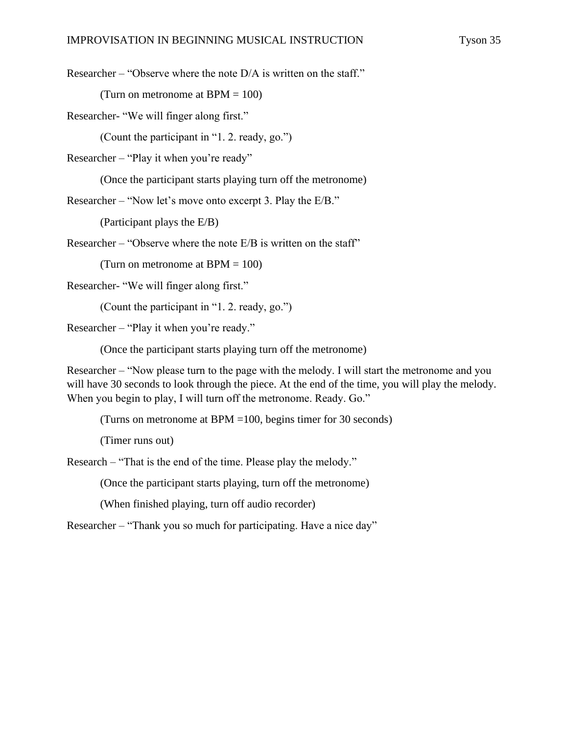Researcher – “Observe where the note D/A is written on the staff.”

(Turn on metronome at BPM = 100)

Researcher- “We will finger along first.”

(Count the participant in “1. 2. ready, go.”)

Researcher – “Play it when you’re ready”

(Once the participant starts playing turn off the metronome)

Researcher – “Now let’s move onto excerpt 3. Play the E/B.”

(Participant plays the E/B)

Researcher – “Observe where the note E/B is written on the staff”

(Turn on metronome at BPM = 100)

Researcher- “We will finger along first.”

(Count the participant in “1. 2. ready, go.”)

Researcher – “Play it when you’re ready.”

(Once the participant starts playing turn off the metronome)

Researcher – “Now please turn to the page with the melody. I will start the metronome and you will have 30 seconds to look through the piece. At the end of the time, you will play the melody. When you begin to play, I will turn off the metronome. Ready. Go.”

(Turns on metronome at BPM =100, begins timer for 30 seconds)

(Timer runs out)

Research – “That is the end of the time. Please play the melody.”

(Once the participant starts playing, turn off the metronome)

(When finished playing, turn off audio recorder)

Researcher – “Thank you so much for participating. Have a nice day”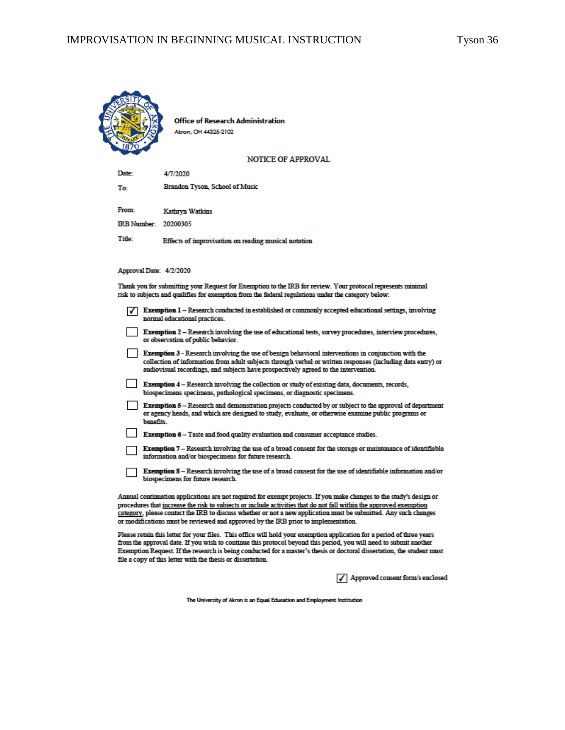**Office of Research Administration**
Akron, OH 44325-2102

NOTICE OF APPROVAL

| | |
|---|---|
| Date: | 4/7/2020 |
| To: | Brandon Tyson, School of Music |
| From: | Kathryn Watkins |
| IRB Number: | 20200305 |
| Title: | Effects of improvisation on reading musical notation |

Approval Date: 4/2/2020

Thank you for submitting your Request for Exemption to the IRB for review. Your protocol represents minimal risk to subjects and qualifies for exemption from the federal regulations under the category below:

- [x] **Exemption 1** – Research conducted in established or commonly accepted educational settings, involving normal educational practices.
- [ ] **Exemption 2** – Research involving the use of educational tests, survey procedures, interview procedures, or observation of public behavior.
- [ ] **Exemption 3** - Research involving the use of benign behavioral interventions in conjunction with the collection of information from adult subjects through verbal or written responses (including data entry) or audiovisual recordings, and subjects have prospectively agreed to the intervention.
- [ ] **Exemption 4** – Research involving the collection or study of existing data, documents, records, biospecimens specimens, pathological specimens, or diagnostic specimens.
- [ ] **Exemption 5** – Research and demonstration projects conducted by or subject to the approval of department or agency heads, and which are designed to study, evaluate, or otherwise examine public programs or benefits.
- [ ] **Exemption 6** – Taste and food quality evaluation and consumer acceptance studies.
- [ ] **Exemption 7** – Research involving the use of a broad consent for the storage or maintenance of identifiable information and/or biospecimens for future research.
- [ ] **Exemption 8** – Research involving the use of a broad consent for the use of identifiable information and/or biospecimens for future research.

Annual continuation applications are not required for exempt projects. If you make changes to the study's design or procedures that increase the risk to subjects or include activities that do not fall within the approved exemption category, please contact the IRB to discuss whether or not a new application must be submitted. Any such changes or modifications must be reviewed and approved by the IRB prior to implementation.

Please retain this letter for your files. This office will hold your exemption application for a period of three years from the approval date. If you wish to continue this protocol beyond this period, you will need to submit another Exemption Request. If the research is being conducted for a master's thesis or doctoral dissertation, the student must file a copy of this letter with the thesis or dissertation.

- [x] Approved consent form/s enclosed

The University of Akron is an Equal Education and Employment Institution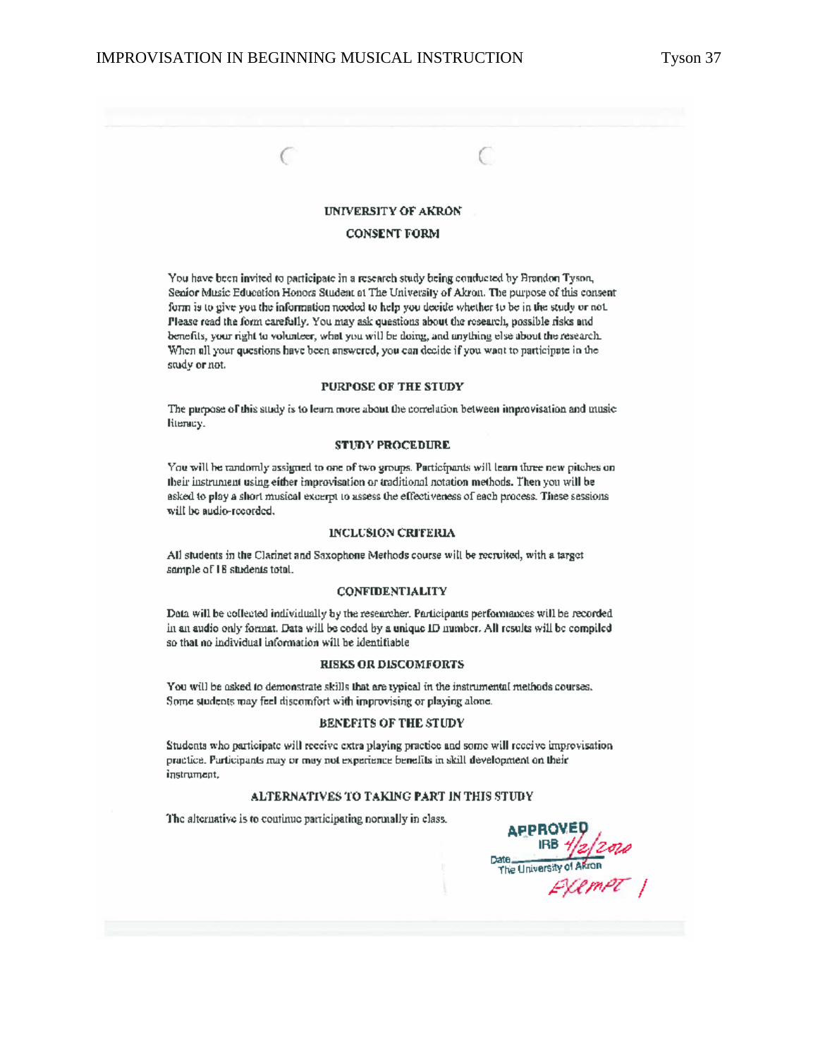UNIVERSITY OF AKRON

CONSENT FORM

You have been invited to participate in a research study being conducted by Brandon Tyson, Senior Music Education Honors Student at The University of Akron. The purpose of this consent form is to give you the information needed to help you decide whether to be in the study or not. Please read the form carefully. You may ask questions about the research, possible risks and benefits, your right to volunteer, what you will be doing, and anything else about the research. When all your questions have been answered, you can decide if you want to participate in the study or not.

**PURPOSE OF THE STUDY**

The purpose of this study is to learn more about the correlation between improvisation and music literacy.

**STUDY PROCEDURE**

You will be randomly assigned to one of two groups. Participants will learn three new pitches on their instrument using either improvisation or traditional notation methods. Then you will be asked to play a short musical excerpt to assess the effectiveness of each process. These sessions will be audio-recorded.

**INCLUSION CRITERIA**

All students in the Clarinet and Saxophone Methods course will be recruited, with a target sample of 18 students total.

**CONFIDENTIALITY**

Data will be collected individually by the researcher. Participants performances will be recorded in an audio only format. Data will be coded by a unique ID number. All results will be compiled so that no individual information will be identifiable

**RISKS OR DISCOMFORTS**

You will be asked to demonstrate skills that are typical in the instrumental methods courses. Some students may feel discomfort with improvising or playing alone.

**BENEFITS OF THE STUDY**

Students who participate will receive extra playing practice and some will receive improvisation practice. Participants may or may not experience benefits in skill development on their instrument.

**ALTERNATIVES TO TAKING PART IN THIS STUDY**

The alternative is to continue participating normally in class.

APPROVED IRB 4/2/2020 Date The University of Akron Exempt 1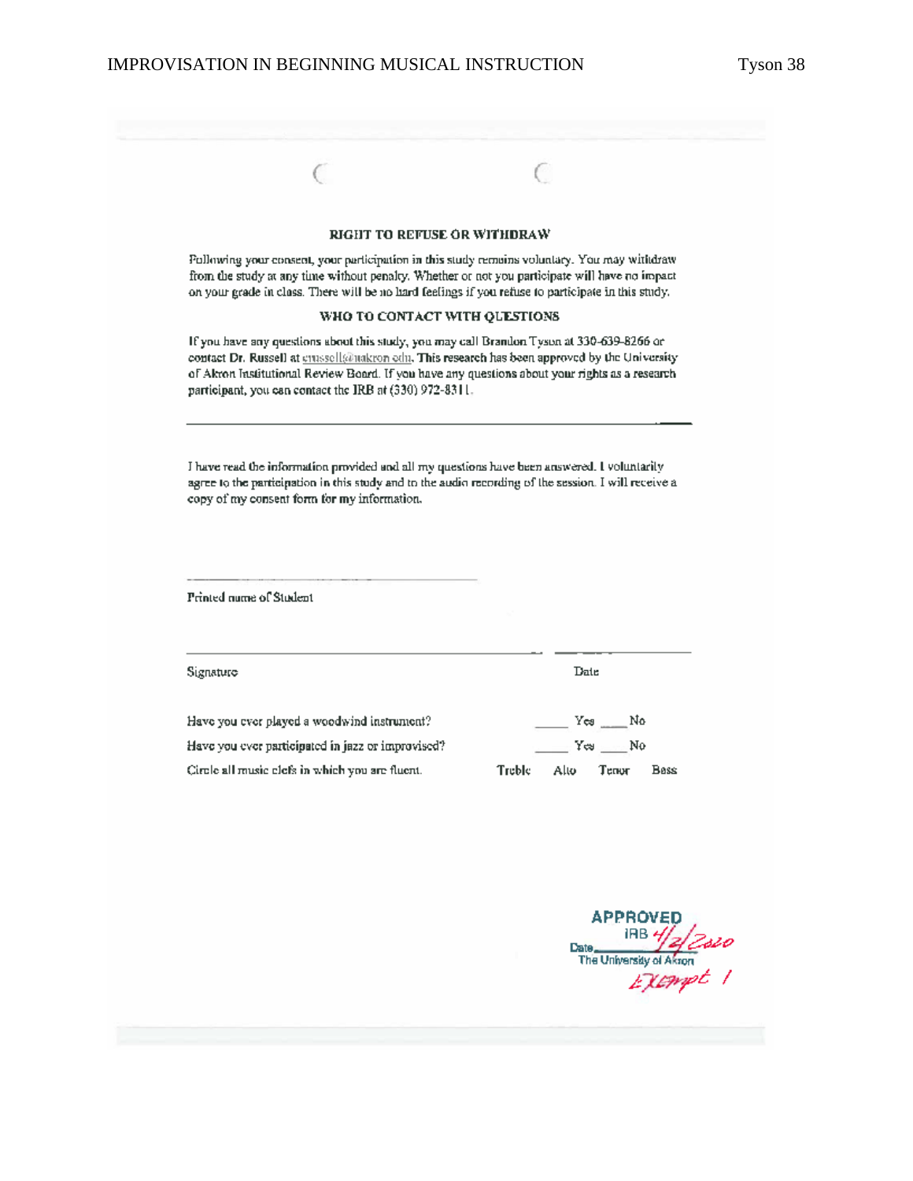## RIGHT TO REFUSE OR WITHDRAW

Following your consent, your participation in this study remains voluntary. You may withdraw from the study at any time without penalty. Whether or not you participate will have no impact on your grade in class. There will be no hard feelings if you refuse to participate in this study.

## WHO TO CONTACT WITH QUESTIONS

If you have any questions about this study, you may call Brandon Tyson at 330-639-8266 or contact Dr. Russell at erussell@uakron.edu. This research has been approved by the University of Akron Institutional Review Board. If you have any questions about your rights as a research participant, you can contact the IRB at (330) 972-8311.

---

I have read the information provided and all my questions have been answered. I voluntarily agree to the participation in this study and to the audio recording of the session. I will receive a copy of my consent form for my information.

______________________________

Printed name of Student

______________________________ ______________

Signature Date

Have you ever played a woodwind instrument? _____ Yes ____ No

Have you ever participated in jazz or improvised? _____ Yes ____ No

Circle all music clefs in which you are fluent. Treble Alto Tenor Bass

APPROVED
IRB
Date 4/2/2020
The University of Akron
Exempt 1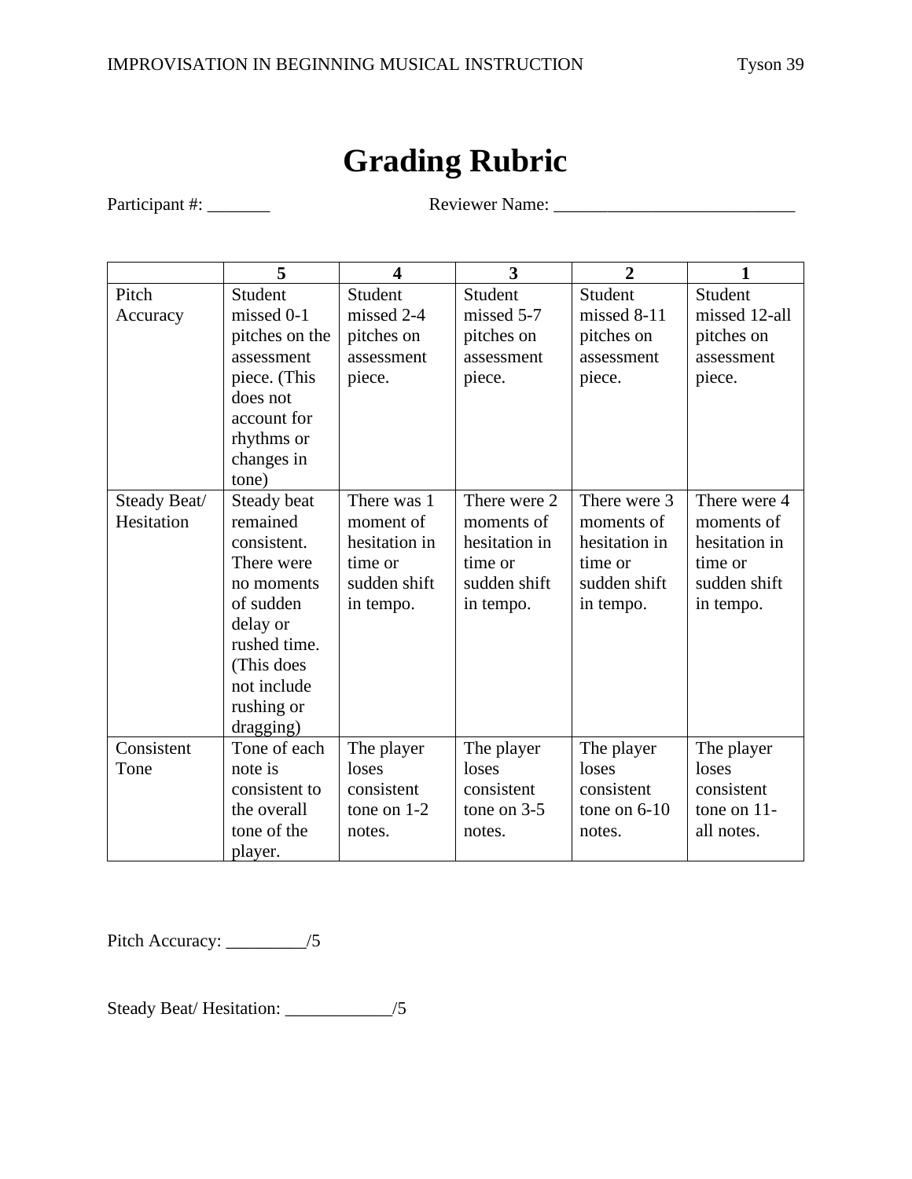# Grading Rubric

Participant #: _______ Reviewer Name: ___________________________

| | 5 | 4 | 3 | 2 | 1 |
|---|---|---|---|---|---|
| Pitch Accuracy | Student missed 0-1 pitches on the assessment piece. (This does not account for rhythms or changes in tone) | Student missed 2-4 pitches on assessment piece. | Student missed 5-7 pitches on assessment piece. | Student missed 8-11 pitches on assessment piece. | Student missed 12-all pitches on assessment piece. |
| Steady Beat/ Hesitation | Steady beat remained consistent. There were no moments of sudden delay or rushed time. (This does not include rushing or dragging) | There was 1 moment of hesitation in time or sudden shift in tempo. | There were 2 moments of hesitation in time or sudden shift in tempo. | There were 3 moments of hesitation in time or sudden shift in tempo. | There were 4 moments of hesitation in time or sudden shift in tempo. |
| Consistent Tone | Tone of each note is consistent to the overall tone of the player. | The player loses consistent tone on 1-2 notes. | The player loses consistent tone on 3-5 notes. | The player loses consistent tone on 6-10 notes. | The player loses consistent tone on 11-all notes. |

Pitch Accuracy: _________/5

Steady Beat/ Hesitation: ____________/5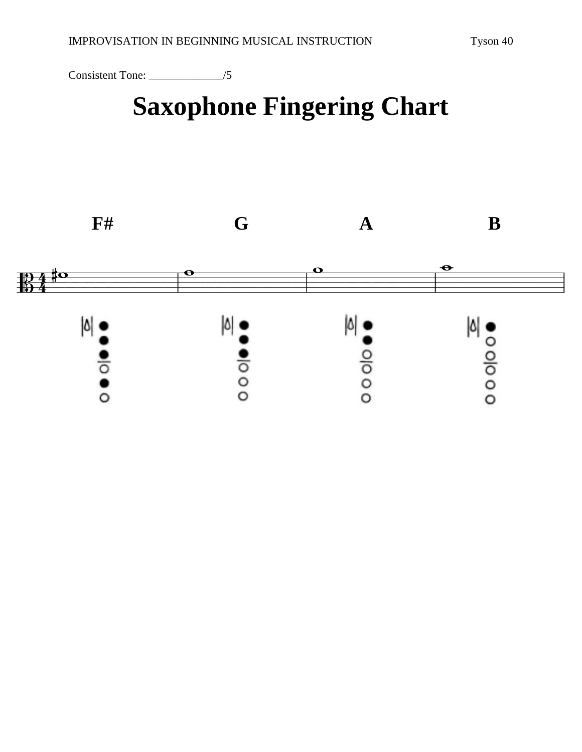Consistent Tone: _____________/5

# Saxophone Fingering Chart

**F#** **G** **A** **B**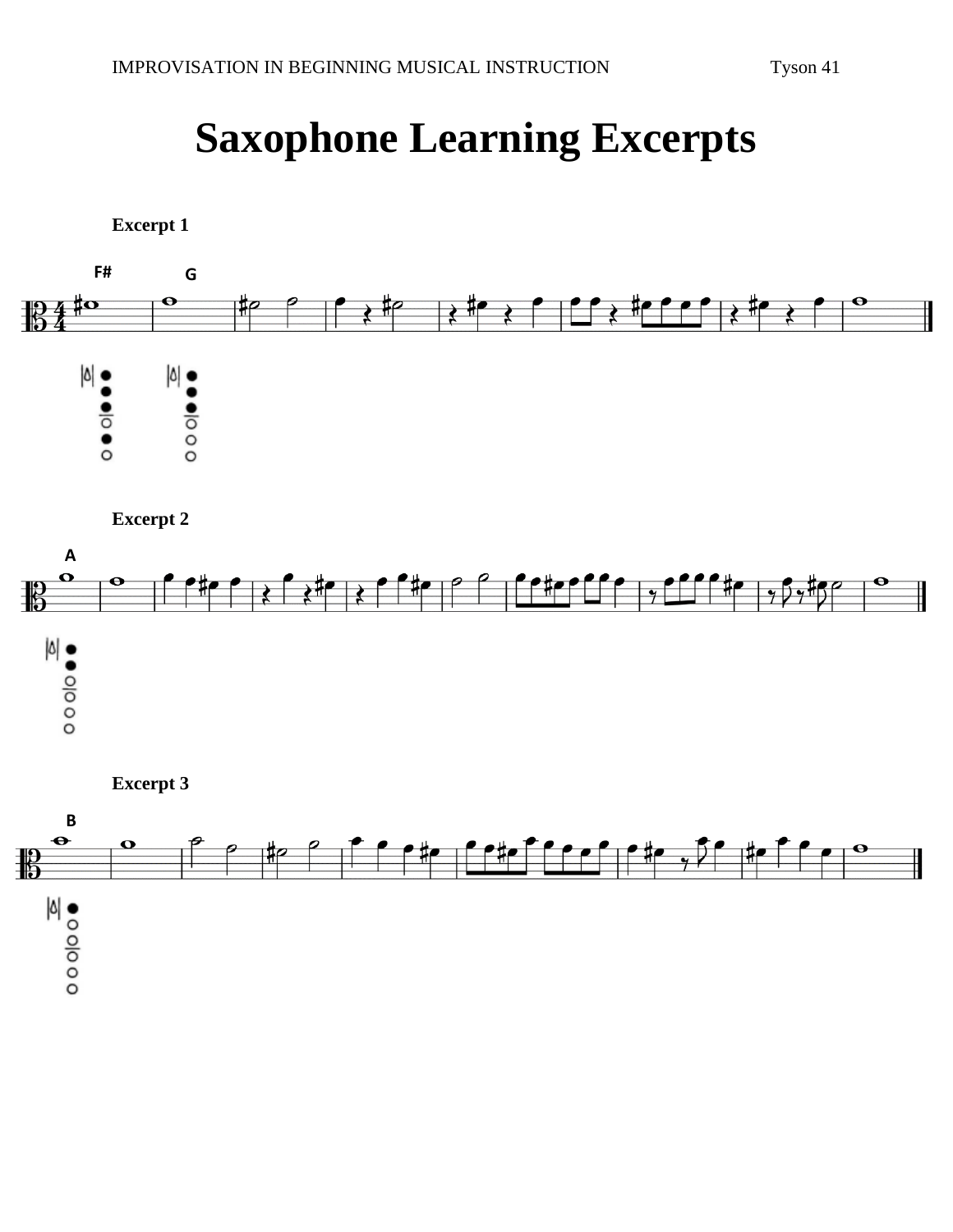# Saxophone Learning Excerpts

**Excerpt 1**

F# G

**Excerpt 2**

A

**Excerpt 3**

B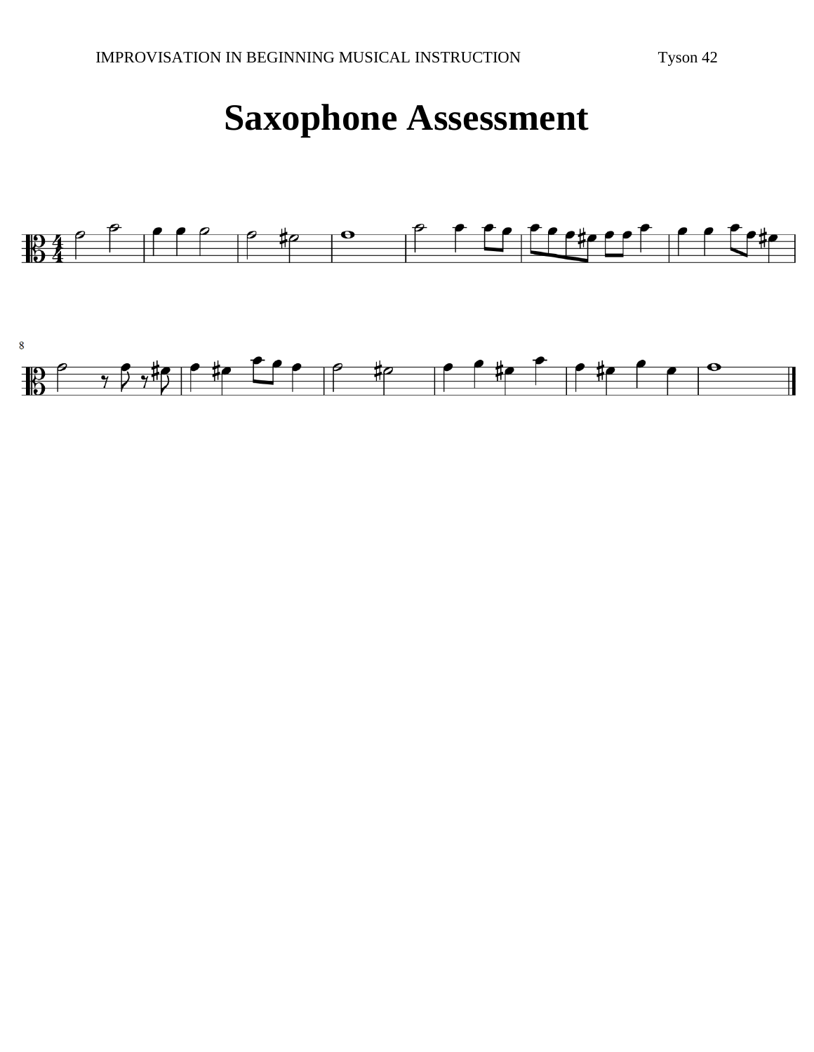# Saxophone Assessment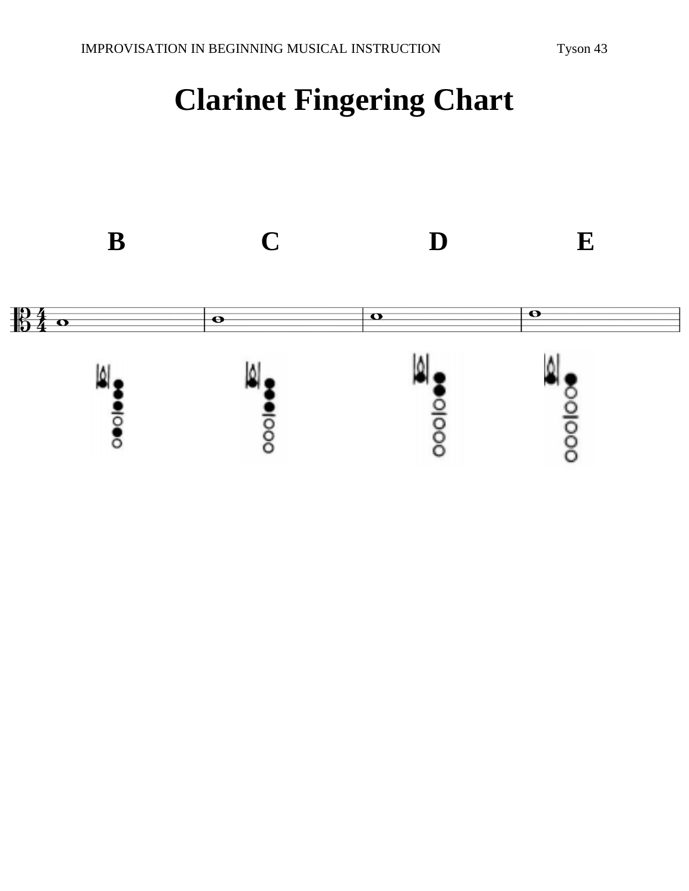# Clarinet Fingering Chart

**B** **C** **D** **E**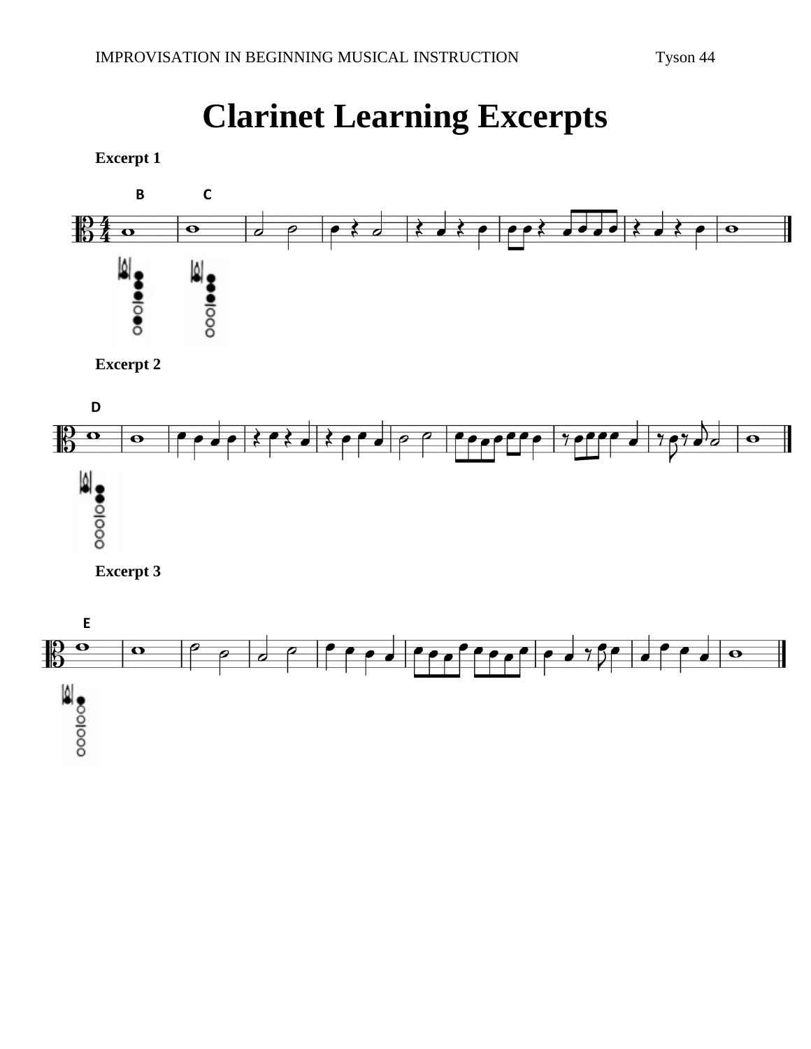# Clarinet Learning Excerpts

**Excerpt 1**

**Excerpt 2**

**Excerpt 3**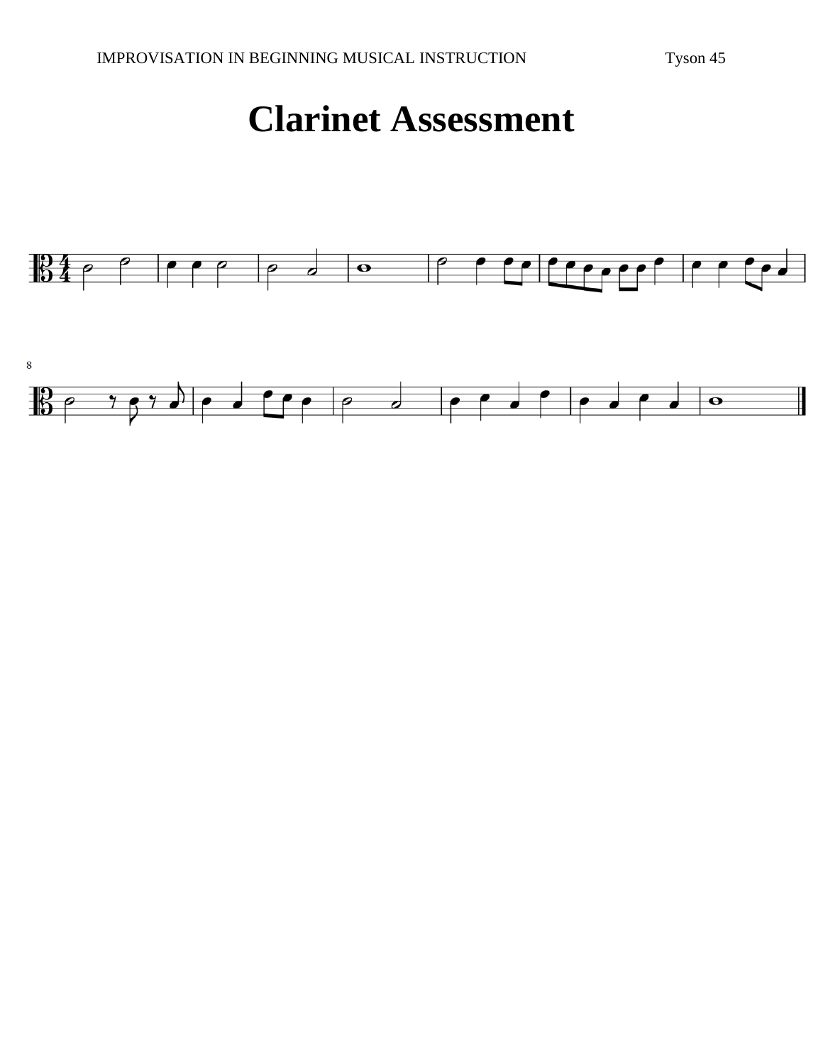# Clarinet Assessment